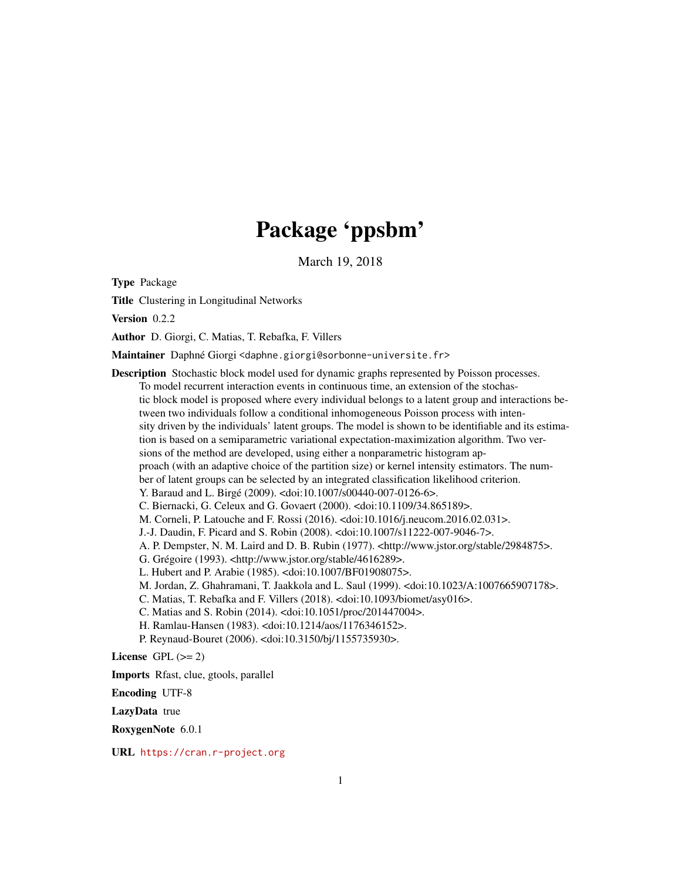# Package 'ppsbm'

March 19, 2018

**Type** Package

**Title** Clustering in Longitudinal Networks

**Version** 0.2.2

**Author** D. Giorgi, C. Matias, T. Rebafka, F. Villers

**Maintainer** Daphné Giorgi <daphne.giorgi@sorbonne-universite.fr>

**Description** Stochastic block model used for dynamic graphs represented by Poisson processes. To model recurrent interaction events in continuous time, an extension of the stochastic block model is proposed where every individual belongs to a latent group and interactions between two individuals follow a conditional inhomogeneous Poisson process with intensity driven by the individuals' latent groups. The model is shown to be identifiable and its estimation is based on a semiparametric variational expectation-maximization algorithm. Two versions of the method are developed, using either a nonparametric histogram approach (with an adaptive choice of the partition size) or kernel intensity estimators. The number of latent groups can be selected by an integrated classification likelihood criterion.
Y. Baraud and L. Birgé (2009). <doi:10.1007/s00440-007-0126-6>.
C. Biernacki, G. Celeux and G. Govaert (2000). <doi:10.1109/34.865189>.
M. Corneli, P. Latouche and F. Rossi (2016). <doi:10.1016/j.neucom.2016.02.031>.
J.-J. Daudin, F. Picard and S. Robin (2008). <doi:10.1007/s11222-007-9046-7>.
A. P. Dempster, N. M. Laird and D. B. Rubin (1977). <http://www.jstor.org/stable/2984875>.
G. Grégoire (1993). <http://www.jstor.org/stable/4616289>.
L. Hubert and P. Arabie (1985). <doi:10.1007/BF01908075>.
M. Jordan, Z. Ghahramani, T. Jaakkola and L. Saul (1999). <doi:10.1023/A:1007665907178>.
C. Matias, T. Rebafka and F. Villers (2018). <doi:10.1093/biomet/asy016>.
C. Matias and S. Robin (2014). <doi:10.1051/proc/201447004>.
H. Ramlau-Hansen (1983). <doi:10.1214/aos/1176346152>.
P. Reynaud-Bouret (2006). <doi:10.3150/bj/1155735930>.

**License** GPL (>= 2)

**Imports** Rfast, clue, gtools, parallel

**Encoding** UTF-8

**LazyData** true

**RoxygenNote** 6.0.1

**URL** https://cran.r-project.org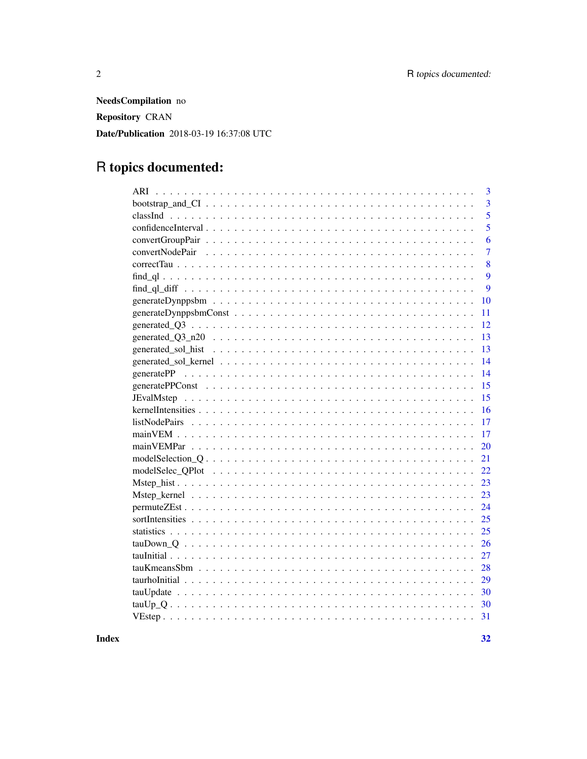**NeedsCompilation** no

**Repository** CRAN

**Date/Publication** 2018-03-19 16:37:08 UTC

# R topics documented:

| | |
|---|---|
| ARI | 3 |
| bootstrap_and_CI | 3 |
| classInd | 5 |
| confidenceInterval | 5 |
| convertGroupPair | 6 |
| convertNodePair | 7 |
| correctTau | 8 |
| find_ql | 9 |
| find_ql_diff | 9 |
| generateDynppsbm | 10 |
| generateDynppsbmConst | 11 |
| generated_Q3 | 12 |
| generated_Q3_n20 | 13 |
| generated_sol_hist | 13 |
| generated_sol_kernel | 14 |
| generatePP | 14 |
| generatePPConst | 15 |
| JEvalMstep | 15 |
| kernelIntensities | 16 |
| listNodePairs | 17 |
| mainVEM | 17 |
| mainVEMPar | 20 |
| modelSelection_Q | 21 |
| modelSelec_QPlot | 22 |
| Mstep_hist | 23 |
| Mstep_kernel | 23 |
| permuteZEst | 24 |
| sortIntensities | 25 |
| statistics | 25 |
| tauDown_Q | 26 |
| tauInitial | 27 |
| tauKmeansSbm | 28 |
| taurhoInitial | 29 |
| tauUpdate | 30 |
| tauUp_Q | 30 |
| VEstep | 31 |

**Index** **32**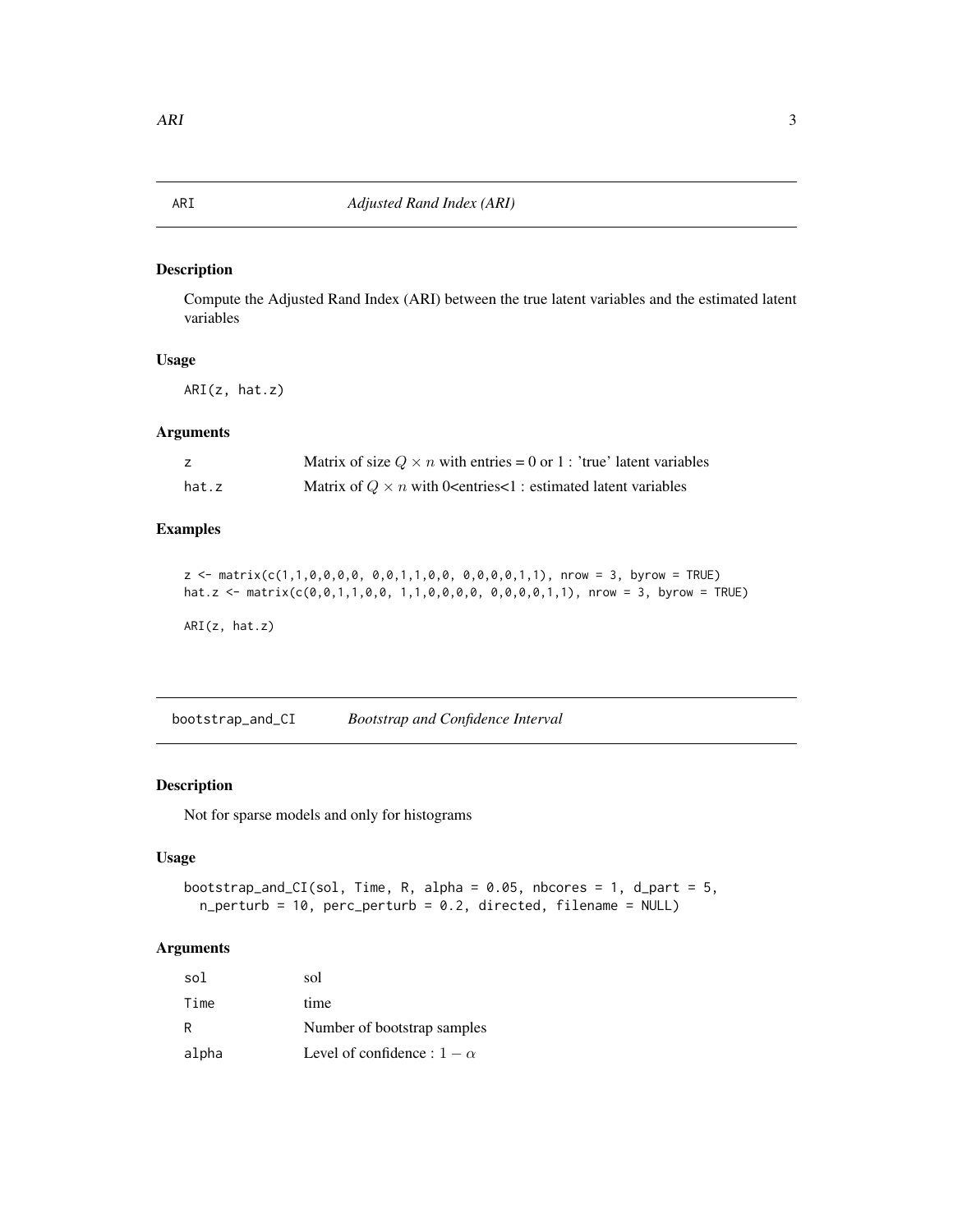## ARI — *Adjusted Rand Index (ARI)*

### Description

Compute the Adjusted Rand Index (ARI) between the true latent variables and the estimated latent variables

### Usage

```
ARI(z, hat.z)
```

### Arguments

| | |
|---|---|
| z | Matrix of size $Q \times n$ with entries = 0 or 1 : 'true' latent variables |
| hat.z | Matrix of $Q \times n$ with 0<entries<1 : estimated latent variables |

### Examples

```
z <- matrix(c(1,1,0,0,0,0, 0,0,1,1,0,0, 0,0,0,0,1,1), nrow = 3, byrow = TRUE)
hat.z <- matrix(c(0,0,1,1,0,0, 1,1,0,0,0,0, 0,0,0,0,1,1), nrow = 3, byrow = TRUE)

ARI(z, hat.z)
```

## bootstrap_and_CI — *Bootstrap and Confidence Interval*

### Description

Not for sparse models and only for histograms

### Usage

```
bootstrap_and_CI(sol, Time, R, alpha = 0.05, nbcores = 1, d_part = 5,
  n_perturb = 10, perc_perturb = 0.2, directed, filename = NULL)
```

### Arguments

| | |
|---|---|
| sol | sol |
| Time | time |
| R | Number of bootstrap samples |
| alpha | Level of confidence : $1 - \alpha$ |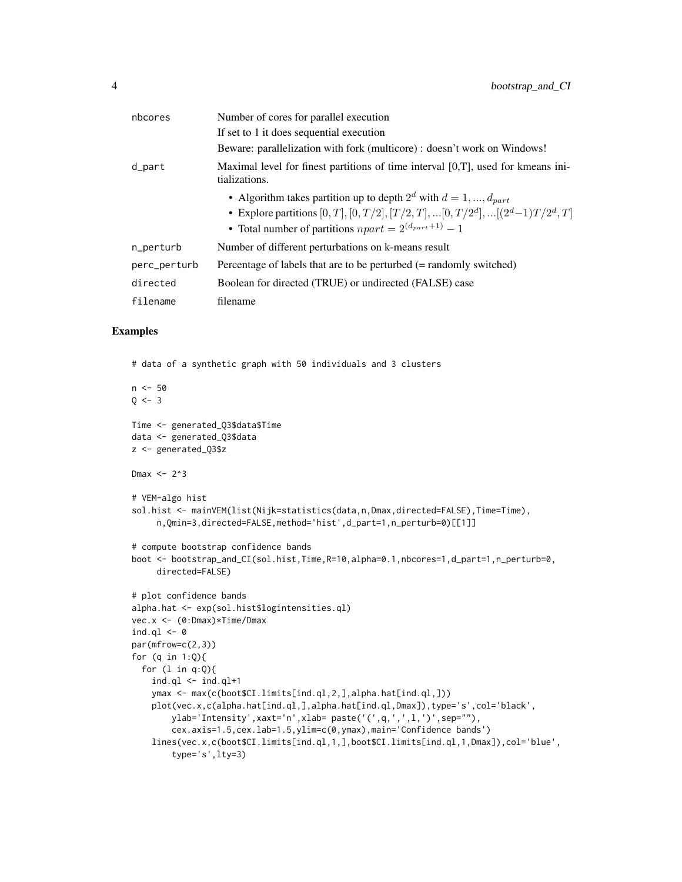| | |
|---|---|
| nbcores | Number of cores for parallel execution<br>If set to 1 it does sequential execution<br>Beware: parallelization with fork (multicore) : doesn't work on Windows! |
| d_part | Maximal level for finest partitions of time interval [0,T], used for kmeans initializations.<br>• Algorithm takes partition up to depth $2^d$ with $d = 1, ..., d_{part}$<br>• Explore partitions $[0, T], [0, T/2], [T/2, T], ...[0, T/2^d], ...[(2^d-1)T/2^d, T]$<br>• Total number of partitions $npart = 2^{(d_{part}+1)} - 1$ |
| n_perturb | Number of different perturbations on k-means result |
| perc_perturb | Percentage of labels that are to be perturbed (= randomly switched) |
| directed | Boolean for directed (TRUE) or undirected (FALSE) case |
| filename | filename |

## Examples

```
# data of a synthetic graph with 50 individuals and 3 clusters

n <- 50
Q <- 3

Time <- generated_Q3$data$Time
data <- generated_Q3$data
z <- generated_Q3$z

Dmax <- 2^3

# VEM-algo hist
sol.hist <- mainVEM(list(Nijk=statistics(data,n,Dmax,directed=FALSE),Time=Time),
     n,Qmin=3,directed=FALSE,method='hist',d_part=1,n_perturb=0)[[1]]

# compute bootstrap confidence bands
boot <- bootstrap_and_CI(sol.hist,Time,R=10,alpha=0.1,nbcores=1,d_part=1,n_perturb=0,
     directed=FALSE)

# plot confidence bands
alpha.hat <- exp(sol.hist$logintensities.ql)
vec.x <- (0:Dmax)*Time/Dmax
ind.ql <- 0
par(mfrow=c(2,3))
for (q in 1:Q){
  for (l in q:Q){
    ind.ql <- ind.ql+1
    ymax <- max(c(boot$CI.limits[ind.ql,2,],alpha.hat[ind.ql,]))
    plot(vec.x,c(alpha.hat[ind.ql,],alpha.hat[ind.ql,Dmax]),type='s',col='black',
        ylab='Intensity',xaxt='n',xlab= paste('(',q,',',l,')',sep=""),
        cex.axis=1.5,cex.lab=1.5,ylim=c(0,ymax),main='Confidence bands')
    lines(vec.x,c(boot$CI.limits[ind.ql,1,],boot$CI.limits[ind.ql,1,Dmax]),col='blue',
        type='s',lty=3)
```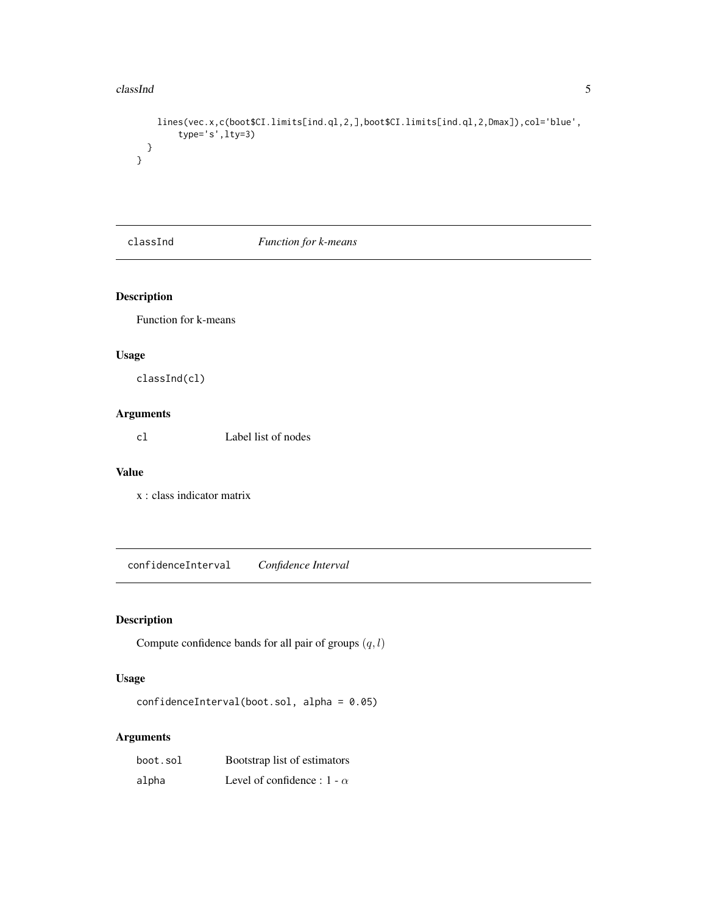```
    lines(vec.x,c(boot$CI.limits[ind.ql,2,],boot$CI.limits[ind.ql,2,Dmax]),col='blue',
        type='s',lty=3)
  }
}
```

---

## classInd — *Function for k-means*

### Description

Function for k-means

### Usage

```
classInd(cl)
```

### Arguments

| | |
|---|---|
| `cl` | Label list of nodes |

### Value

x : class indicator matrix

---

## confidenceInterval — *Confidence Interval*

### Description

Compute confidence bands for all pair of groups $(q, l)$

### Usage

```
confidenceInterval(boot.sol, alpha = 0.05)
```

### Arguments

| | |
|---|---|
| `boot.sol` | Bootstrap list of estimators |
| `alpha` | Level of confidence : 1 - $\alpha$ |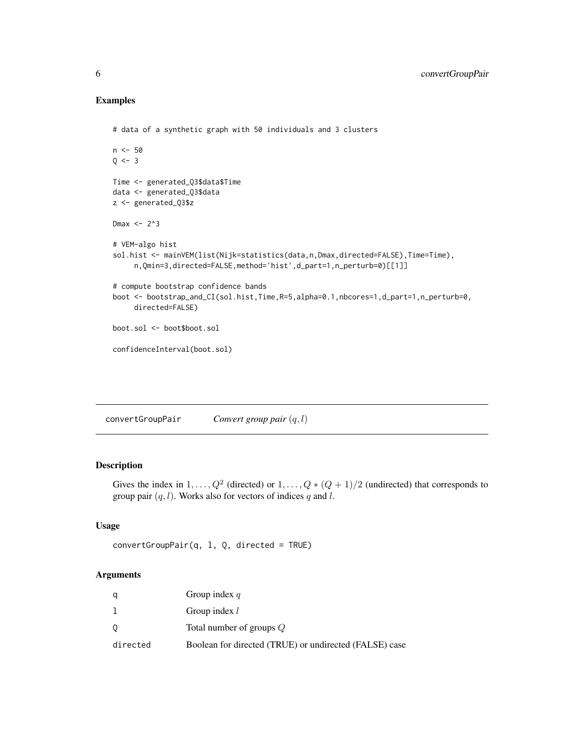## Examples

```
# data of a synthetic graph with 50 individuals and 3 clusters

n <- 50
Q <- 3

Time <- generated_Q3$data$Time
data <- generated_Q3$data
z <- generated_Q3$z

Dmax <- 2^3

# VEM-algo hist
sol.hist <- mainVEM(list(Nijk=statistics(data,n,Dmax,directed=FALSE),Time=Time),
     n,Qmin=3,directed=FALSE,method='hist',d_part=1,n_perturb=0)[[1]]

# compute bootstrap confidence bands
boot <- bootstrap_and_CI(sol.hist,Time,R=5,alpha=0.1,nbcores=1,d_part=1,n_perturb=0,
     directed=FALSE)

boot.sol <- boot$boot.sol

confidenceInterval(boot.sol)
```

---

# convertGroupPair *Convert group pair $(q, l)$*

## Description

Gives the index in $1, \ldots, Q^2$ (directed) or $1, \ldots, Q*(Q+1)/2$ (undirected) that corresponds to group pair $(q, l)$. Works also for vectors of indices $q$ and $l$.

## Usage

```
convertGroupPair(q, l, Q, directed = TRUE)
```

## Arguments

| | |
|---|---|
| q | Group index $q$ |
| l | Group index $l$ |
| Q | Total number of groups $Q$ |
| directed | Boolean for directed (TRUE) or undirected (FALSE) case |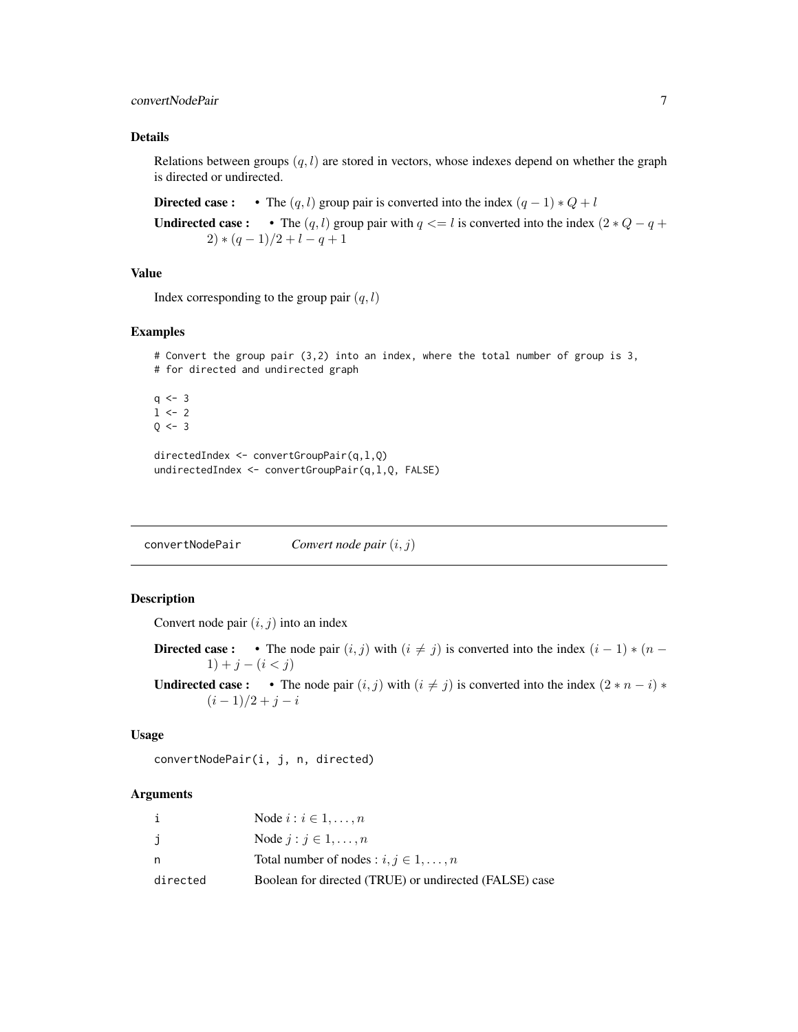### Details

Relations between groups $(q, l)$ are stored in vectors, whose indexes depend on whether the graph is directed or undirected.

**Directed case :**
- The $(q, l)$ group pair is converted into the index $(q - 1) * Q + l$

**Undirected case :**
- The $(q, l)$ group pair with $q <= l$ is converted into the index $(2 * Q - q + 2) * (q - 1)/2 + l - q + 1$

### Value

Index corresponding to the group pair $(q, l)$

### Examples

```
# Convert the group pair (3,2) into an index, where the total number of group is 3,
# for directed and undirected graph

q <- 3
l <- 2
Q <- 3

directedIndex <- convertGroupPair(q,l,Q)
undirectedIndex <- convertGroupPair(q,l,Q, FALSE)
```

---

## convertNodePair — *Convert node pair* $(i, j)$

### Description

Convert node pair $(i, j)$ into an index

**Directed case :**
- The node pair $(i, j)$ with $(i \neq j)$ is converted into the index $(i - 1) * (n - 1) + j - (i < j)$

**Undirected case :**
- The node pair $(i, j)$ with $(i \neq j)$ is converted into the index $(2 * n - i) * (i - 1)/2 + j - i$

### Usage

```
convertNodePair(i, j, n, directed)
```

### Arguments

| | |
|---|---|
| i | Node $i : i \in 1, \ldots, n$ |
| j | Node $j : j \in 1, \ldots, n$ |
| n | Total number of nodes : $i, j \in 1, \ldots, n$ |
| directed | Boolean for directed (TRUE) or undirected (FALSE) case |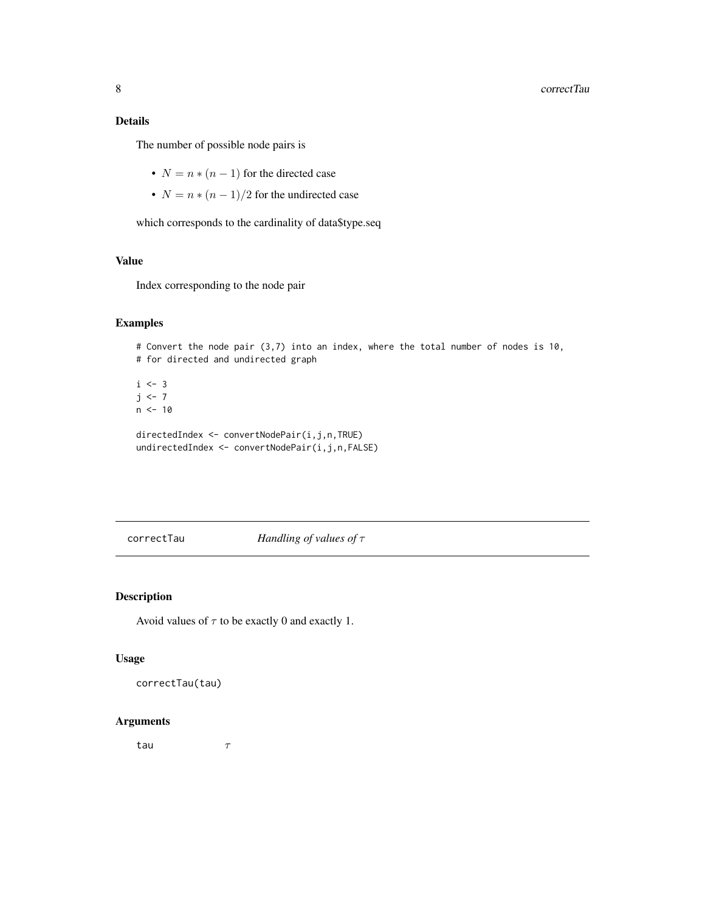### Details

The number of possible node pairs is

- $N = n * (n - 1)$ for the directed case
- $N = n * (n - 1)/2$ for the undirected case

which corresponds to the cardinality of data$type.seq

### Value

Index corresponding to the node pair

### Examples

```
# Convert the node pair (3,7) into an index, where the total number of nodes is 10,
# for directed and undirected graph

i <- 3
j <- 7
n <- 10

directedIndex <- convertNodePair(i,j,n,TRUE)
undirectedIndex <- convertNodePair(i,j,n,FALSE)
```

---

## correctTau — *Handling of values of $\tau$*

### Description

Avoid values of $\tau$ to be exactly 0 and exactly 1.

### Usage

```
correctTau(tau)
```

### Arguments

| | |
|---|---|
| tau | $\tau$ |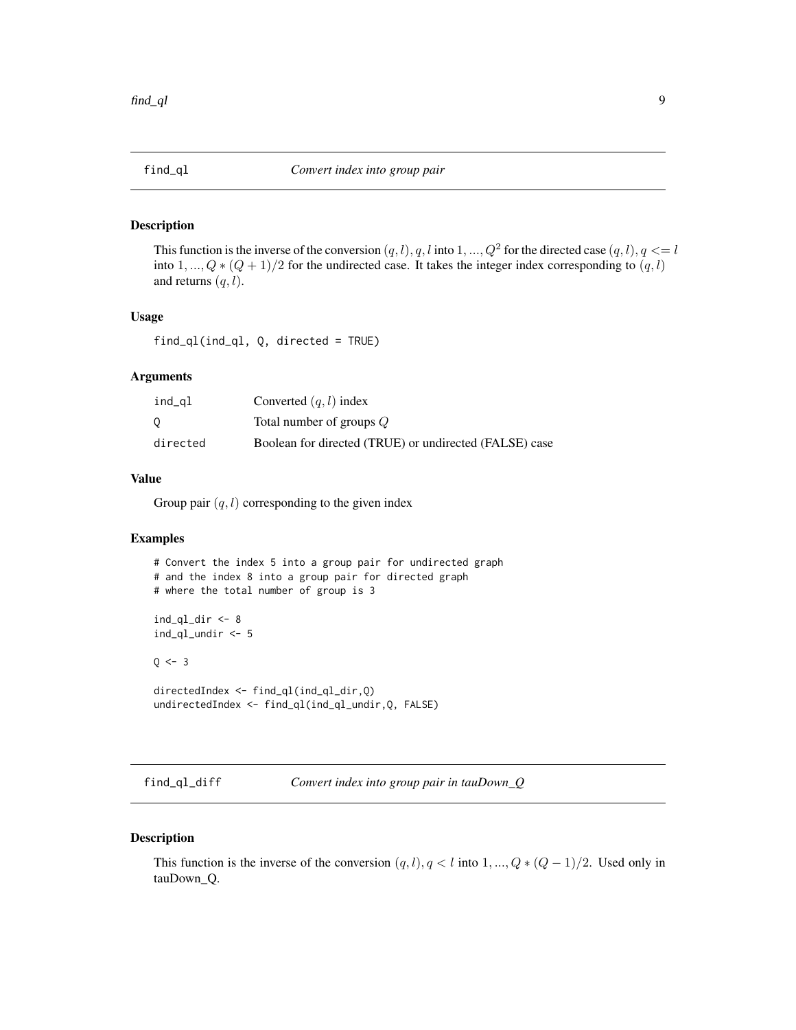## find_ql — *Convert index into group pair*

### Description

This function is the inverse of the conversion $(q, l), q, l$ into $1, ..., Q^2$ for the directed case $(q, l), q <= l$ into $1, ..., Q * (Q + 1)/2$ for the undirected case. It takes the integer index corresponding to $(q, l)$ and returns $(q, l)$.

### Usage

```
find_ql(ind_ql, Q, directed = TRUE)
```

### Arguments

| | |
|---|---|
| ind_ql | Converted $(q, l)$ index |
| Q | Total number of groups $Q$ |
| directed | Boolean for directed (TRUE) or undirected (FALSE) case |

### Value

Group pair $(q, l)$ corresponding to the given index

### Examples

```
# Convert the index 5 into a group pair for undirected graph
# and the index 8 into a group pair for directed graph
# where the total number of group is 3

ind_ql_dir <- 8
ind_ql_undir <- 5

Q <- 3

directedIndex <- find_ql(ind_ql_dir,Q)
undirectedIndex <- find_ql(ind_ql_undir,Q, FALSE)
```

## find_ql_diff — *Convert index into group pair in tauDown_Q*

### Description

This function is the inverse of the conversion $(q, l), q < l$ into $1, ..., Q * (Q - 1)/2$. Used only in tauDown_Q.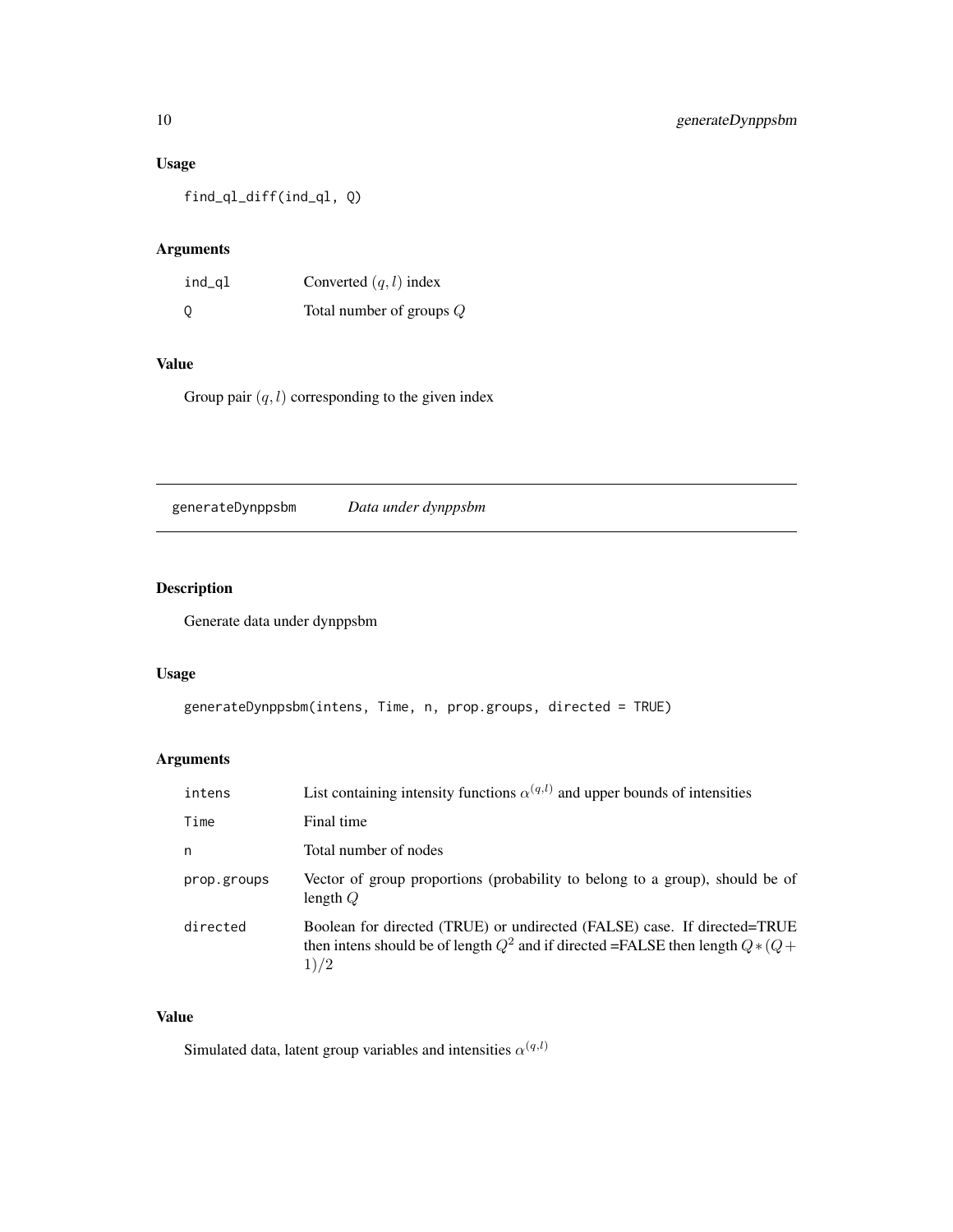### Usage

```
find_ql_diff(ind_ql, Q)
```

### Arguments

| | |
|---|---|
| ind_ql | Converted $(q, l)$ index |
| Q | Total number of groups $Q$ |

### Value

Group pair $(q, l)$ corresponding to the given index

---

## generateDynppsbm *Data under dynppsbm*

---

### Description

Generate data under dynppsbm

### Usage

```
generateDynppsbm(intens, Time, n, prop.groups, directed = TRUE)
```

### Arguments

| | |
|---|---|
| intens | List containing intensity functions $\alpha^{(q,l)}$ and upper bounds of intensities |
| Time | Final time |
| n | Total number of nodes |
| prop.groups | Vector of group proportions (probability to belong to a group), should be of length $Q$ |
| directed | Boolean for directed (TRUE) or undirected (FALSE) case. If directed=TRUE then intens should be of length $Q^2$ and if directed =FALSE then length $Q*(Q+1)/2$ |

### Value

Simulated data, latent group variables and intensities $\alpha^{(q,l)}$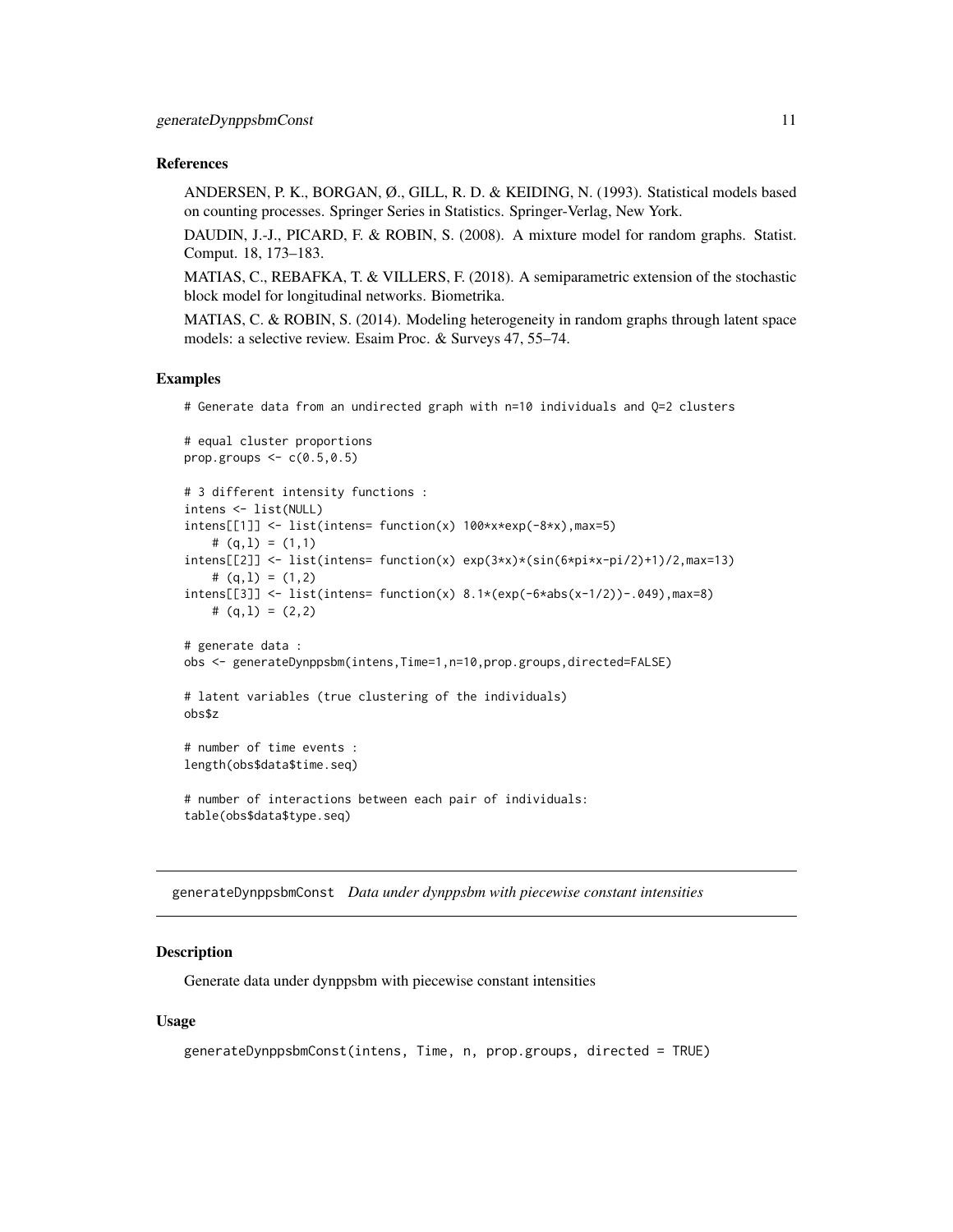### References

ANDERSEN, P. K., BORGAN, Ø., GILL, R. D. & KEIDING, N. (1993). Statistical models based on counting processes. Springer Series in Statistics. Springer-Verlag, New York.

DAUDIN, J.-J., PICARD, F. & ROBIN, S. (2008). A mixture model for random graphs. Statist. Comput. 18, 173–183.

MATIAS, C., REBAFKA, T. & VILLERS, F. (2018). A semiparametric extension of the stochastic block model for longitudinal networks. Biometrika.

MATIAS, C. & ROBIN, S. (2014). Modeling heterogeneity in random graphs through latent space models: a selective review. Esaim Proc. & Surveys 47, 55–74.

### Examples

```
# Generate data from an undirected graph with n=10 individuals and Q=2 clusters

# equal cluster proportions
prop.groups <- c(0.5,0.5)

# 3 different intensity functions :
intens <- list(NULL)
intens[[1]] <- list(intens= function(x) 100*x*exp(-8*x),max=5)
    # (q,l) = (1,1)
intens[[2]] <- list(intens= function(x) exp(3*x)*(sin(6*pi*x-pi/2)+1)/2,max=13)
    # (q,l) = (1,2)
intens[[3]] <- list(intens= function(x) 8.1*(exp(-6*abs(x-1/2))-.049),max=8)
    # (q,l) = (2,2)

# generate data :
obs <- generateDynppsbm(intens,Time=1,n=10,prop.groups,directed=FALSE)

# latent variables (true clustering of the individuals)
obs$z

# number of time events :
length(obs$data$time.seq)

# number of interactions between each pair of individuals:
table(obs$data$type.seq)
```

---

## generateDynppsbmConst *Data under dynppsbm with piecewise constant intensities*

### Description

Generate data under dynppsbm with piecewise constant intensities

### Usage

```
generateDynppsbmConst(intens, Time, n, prop.groups, directed = TRUE)
```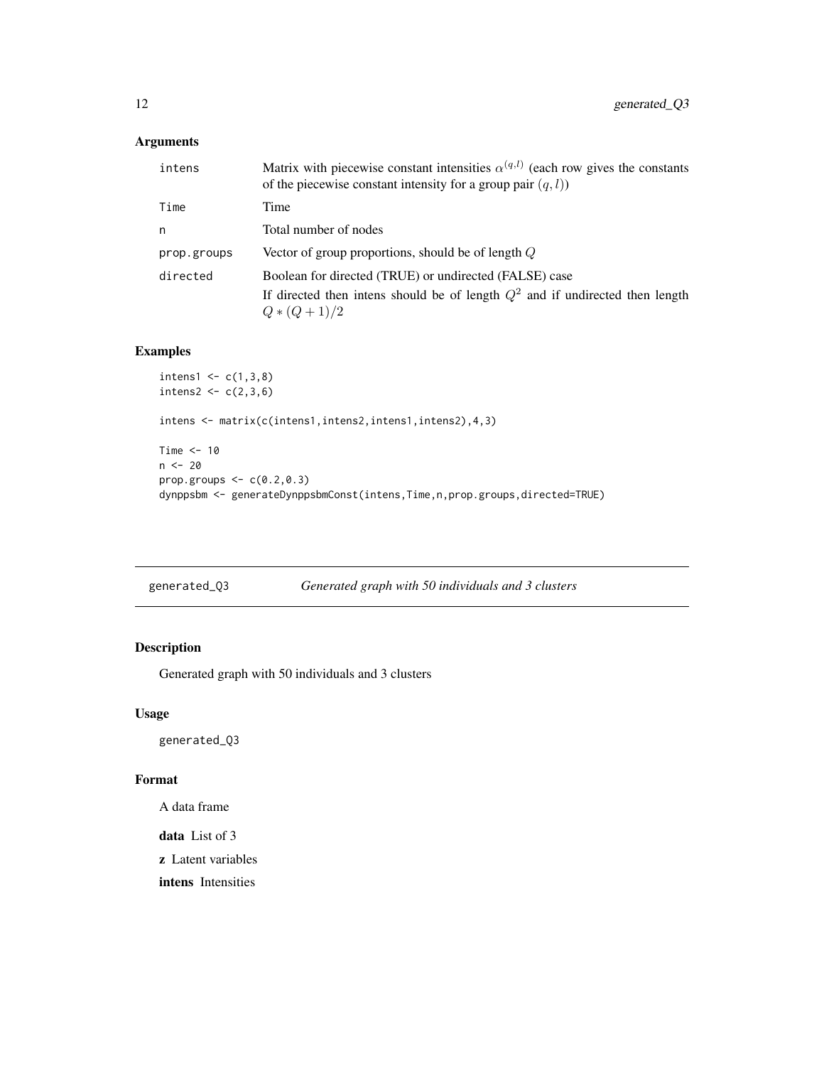### Arguments

| | |
|---|---|
| intens | Matrix with piecewise constant intensities $\alpha^{(q,l)}$ (each row gives the constants of the piecewise constant intensity for a group pair $(q, l)$) |
| Time | Time |
| n | Total number of nodes |
| prop.groups | Vector of group proportions, should be of length $Q$ |
| directed | Boolean for directed (TRUE) or undirected (FALSE) case<br>If directed then intens should be of length $Q^2$ and if undirected then length $Q * (Q + 1)/2$ |

### Examples

```
intens1 <- c(1,3,8)
intens2 <- c(2,3,6)

intens <- matrix(c(intens1,intens2,intens1,intens2),4,3)

Time <- 10
n <- 20
prop.groups <- c(0.2,0.3)
dynppsbm <- generateDynppsbmConst(intens,Time,n,prop.groups,directed=TRUE)
```

## generated_Q3 *Generated graph with 50 individuals and 3 clusters*

### Description

Generated graph with 50 individuals and 3 clusters

### Usage

```
generated_Q3
```

### Format

A data frame

**data** List of 3

**z** Latent variables

**intens** Intensities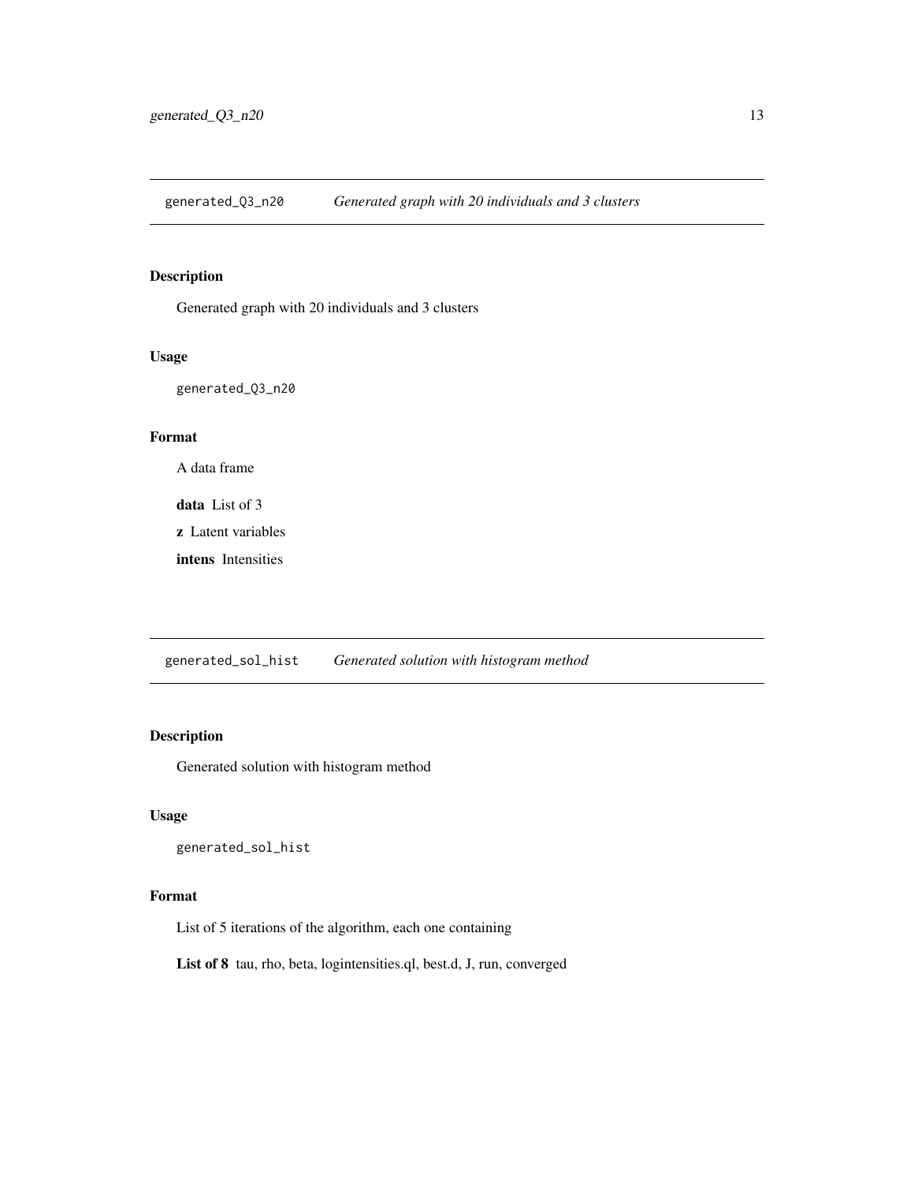## generated_Q3_n20 — *Generated graph with 20 individuals and 3 clusters*

### Description

Generated graph with 20 individuals and 3 clusters

### Usage

```
generated_Q3_n20
```

### Format

A data frame

**data** List of 3

**z** Latent variables

**intens** Intensities

## generated_sol_hist — *Generated solution with histogram method*

### Description

Generated solution with histogram method

### Usage

```
generated_sol_hist
```

### Format

List of 5 iterations of the algorithm, each one containing

**List of 8** tau, rho, beta, logintensities.ql, best.d, J, run, converged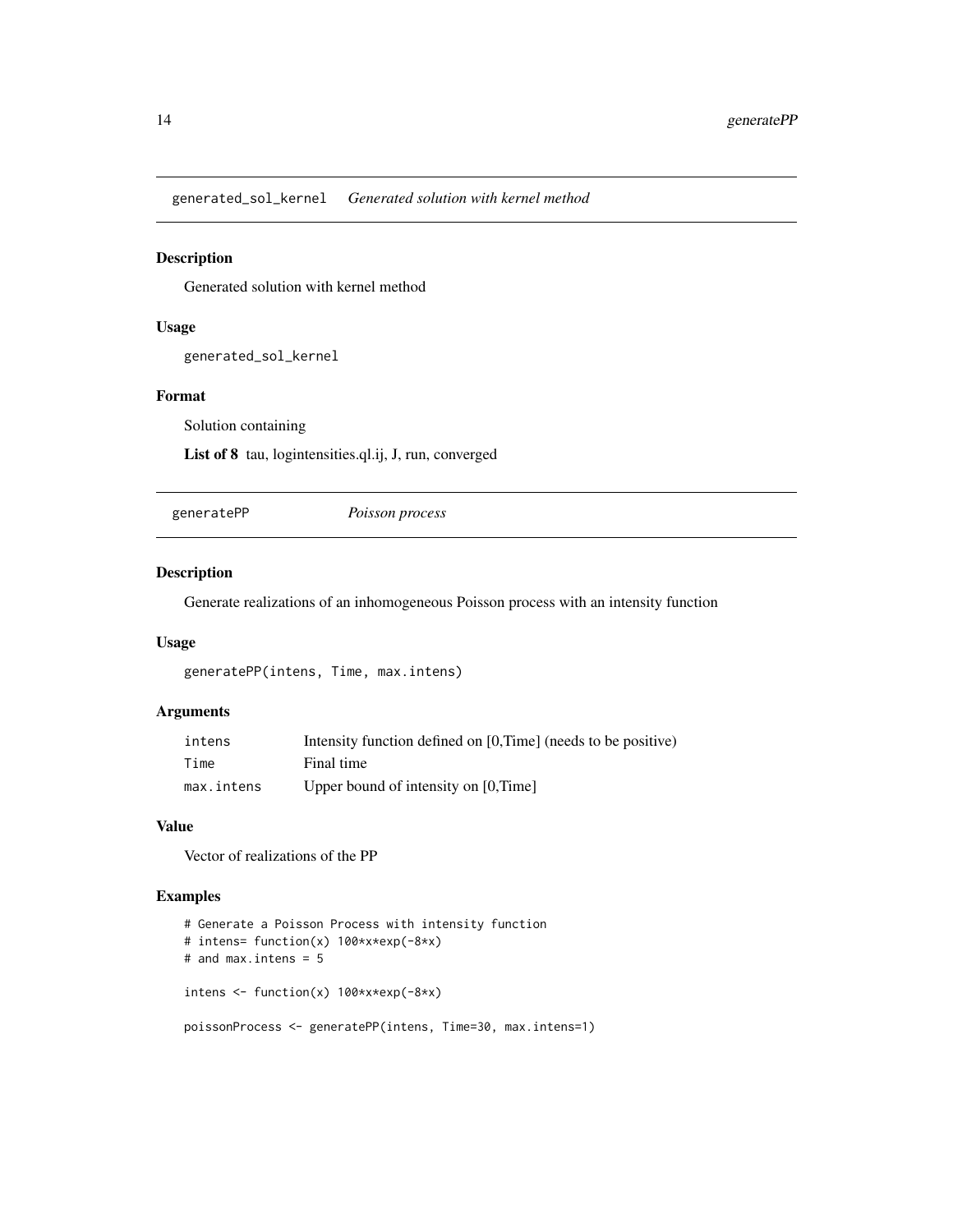## generated_sol_kernel    *Generated solution with kernel method*

### Description

Generated solution with kernel method

### Usage

```
generated_sol_kernel
```

### Format

Solution containing

**List of 8** tau, logintensities.ql.ij, J, run, converged

## generatePP    *Poisson process*

### Description

Generate realizations of an inhomogeneous Poisson process with an intensity function

### Usage

```
generatePP(intens, Time, max.intens)
```

### Arguments

| | |
|---|---|
| intens | Intensity function defined on [0,Time] (needs to be positive) |
| Time | Final time |
| max.intens | Upper bound of intensity on [0,Time] |

### Value

Vector of realizations of the PP

### Examples

```
# Generate a Poisson Process with intensity function
# intens= function(x) 100*x*exp(-8*x)
# and max.intens = 5

intens <- function(x) 100*x*exp(-8*x)

poissonProcess <- generatePP(intens, Time=30, max.intens=1)
```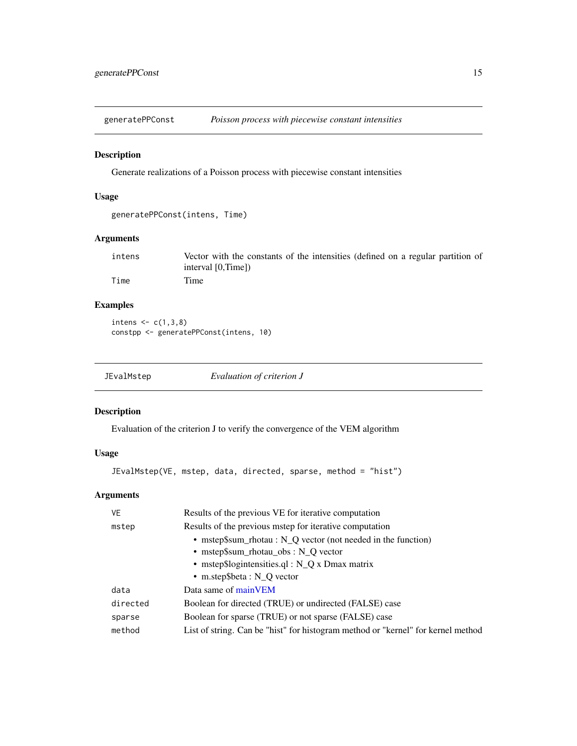## generatePPConst — *Poisson process with piecewise constant intensities*

### Description

Generate realizations of a Poisson process with piecewise constant intensities

### Usage

```
generatePPConst(intens, Time)
```

### Arguments

| | |
|---|---|
| intens | Vector with the constants of the intensities (defined on a regular partition of interval [0,Time]) |
| Time | Time |

### Examples

```
intens <- c(1,3,8)
constpp <- generatePPConst(intens, 10)
```

## JEvalMstep — *Evaluation of criterion J*

### Description

Evaluation of the criterion J to verify the convergence of the VEM algorithm

### Usage

```
JEvalMstep(VE, mstep, data, directed, sparse, method = "hist")
```

### Arguments

| | |
|---|---|
| VE | Results of the previous VE for iterative computation |
| mstep | Results of the previous mstep for iterative computation<br>• mstep$sum_rhotau : N_Q vector (not needed in the function)<br>• mstep$sum_rhotau_obs : N_Q vector<br>• mstep$logintensities.ql : N_Q x Dmax matrix<br>• m.step$beta : N_Q vector |
| data | Data same of mainVEM |
| directed | Boolean for directed (TRUE) or undirected (FALSE) case |
| sparse | Boolean for sparse (TRUE) or not sparse (FALSE) case |
| method | List of string. Can be "hist" for histogram method or "kernel" for kernel method |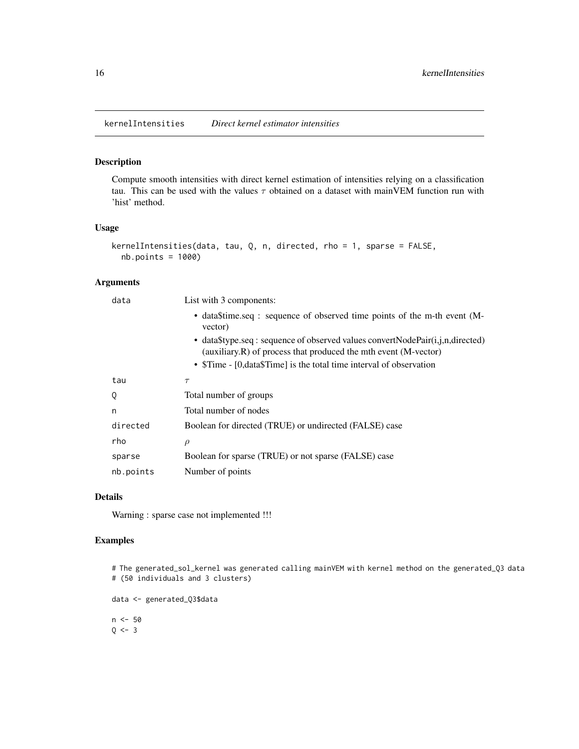## kernelIntensities — *Direct kernel estimator intensities*

### Description

Compute smooth intensities with direct kernel estimation of intensities relying on a classification tau. This can be used with the values $\tau$ obtained on a dataset with mainVEM function run with 'hist' method.

### Usage

```
kernelIntensities(data, tau, Q, n, directed, rho = 1, sparse = FALSE,
  nb.points = 1000)
```

### Arguments

| Argument | Description |
|---|---|
| data | List with 3 components:<br>• data$time.seq : sequence of observed time points of the m-th event (M-vector)<br>• data$type.seq : sequence of observed values convertNodePair(i,j,n,directed) (auxiliary.R) of process that produced the mth event (M-vector)<br>• $Time - [0,data$Time] is the total time interval of observation |
| tau | $\tau$ |
| Q | Total number of groups |
| n | Total number of nodes |
| directed | Boolean for directed (TRUE) or undirected (FALSE) case |
| rho | $\rho$ |
| sparse | Boolean for sparse (TRUE) or not sparse (FALSE) case |
| nb.points | Number of points |

### Details

Warning : sparse case not implemented !!!

### Examples

```
# The generated_sol_kernel was generated calling mainVEM with kernel method on the generated_Q3 data
# (50 individuals and 3 clusters)

data <- generated_Q3$data

n <- 50
Q <- 3
```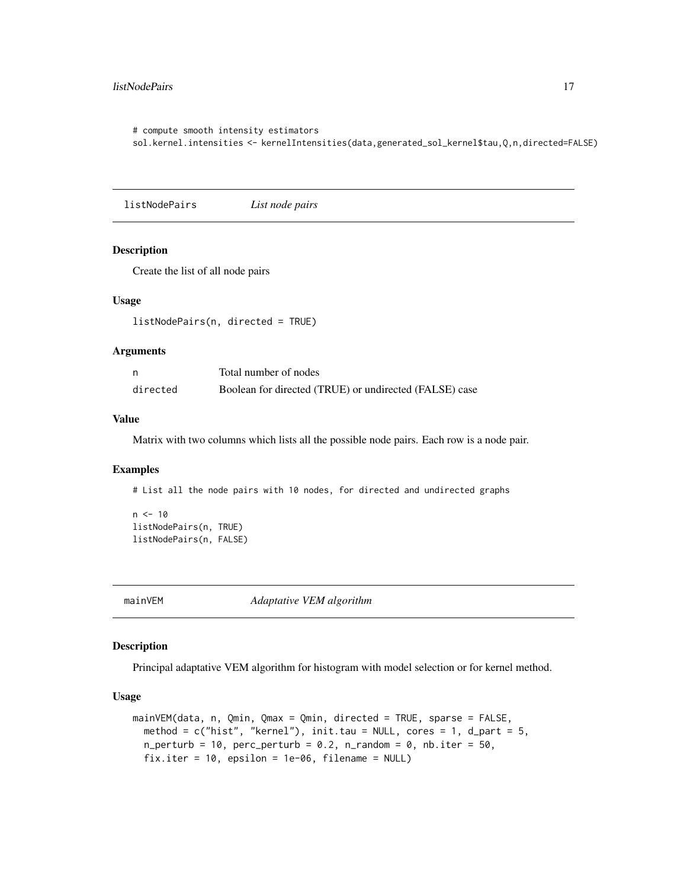```
# compute smooth intensity estimators
sol.kernel.intensities <- kernelIntensities(data,generated_sol_kernel$tau,Q,n,directed=FALSE)
```

## listNodePairs — *List node pairs*

### Description

Create the list of all node pairs

### Usage

```
listNodePairs(n, directed = TRUE)
```

### Arguments

| | |
|---|---|
| n | Total number of nodes |
| directed | Boolean for directed (TRUE) or undirected (FALSE) case |

### Value

Matrix with two columns which lists all the possible node pairs. Each row is a node pair.

### Examples

```
# List all the node pairs with 10 nodes, for directed and undirected graphs

n <- 10
listNodePairs(n, TRUE)
listNodePairs(n, FALSE)
```

## mainVEM — *Adaptative VEM algorithm*

### Description

Principal adaptative VEM algorithm for histogram with model selection or for kernel method.

### Usage

```
mainVEM(data, n, Qmin, Qmax = Qmin, directed = TRUE, sparse = FALSE,
  method = c("hist", "kernel"), init.tau = NULL, cores = 1, d_part = 5,
  n_perturb = 10, perc_perturb = 0.2, n_random = 0, nb.iter = 50,
  fix.iter = 10, epsilon = 1e-06, filename = NULL)
```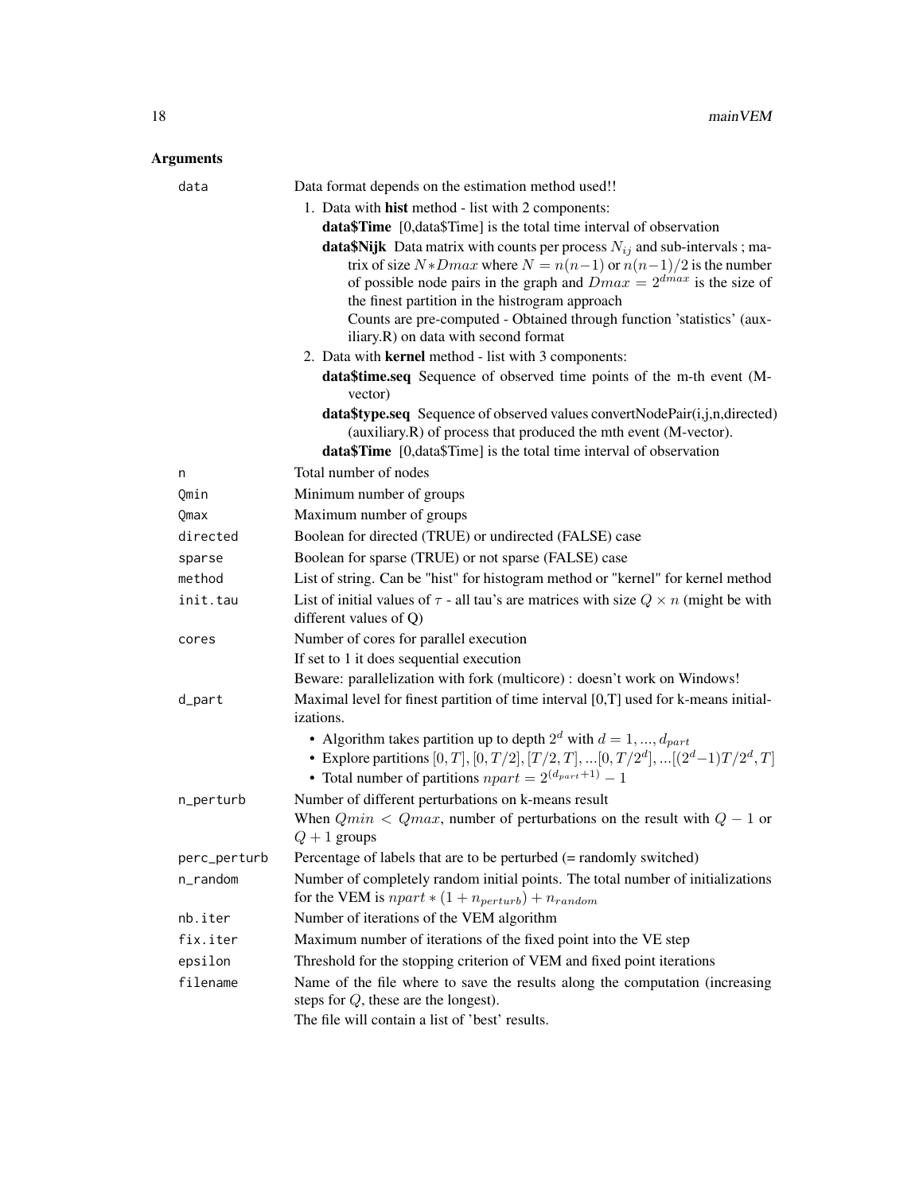## Arguments

| | |
|---|---|
| data | Data format depends on the estimation method used!!<br>1. Data with **hist** method - list with 2 components:<br>**data$Time** [0,data$Time] is the total time interval of observation<br>**data$Nijk** Data matrix with counts per process $N_{ij}$ and sub-intervals ; matrix of size $N*Dmax$ where $N = n(n-1)$ or $n(n-1)/2$ is the number of possible node pairs in the graph and $Dmax = 2^{dmax}$ is the size of the finest partition in the histrogram approach<br>Counts are pre-computed - Obtained through function 'statistics' (auxiliary.R) on data with second format<br>2. Data with **kernel** method - list with 3 components:<br>**data$time.seq** Sequence of observed time points of the m-th event (M-vector)<br>**data$type.seq** Sequence of observed values convertNodePair(i,j,n,directed) (auxiliary.R) of process that produced the mth event (M-vector).<br>**data$Time** [0,data$Time] is the total time interval of observation |
| n | Total number of nodes |
| Qmin | Minimum number of groups |
| Qmax | Maximum number of groups |
| directed | Boolean for directed (TRUE) or undirected (FALSE) case |
| sparse | Boolean for sparse (TRUE) or not sparse (FALSE) case |
| method | List of string. Can be "hist" for histogram method or "kernel" for kernel method |
| init.tau | List of initial values of $\tau$ - all tau's are matrices with size $Q \times n$ (might be with different values of Q) |
| cores | Number of cores for parallel execution<br>If set to 1 it does sequential execution<br>Beware: parallelization with fork (multicore) : doesn't work on Windows! |
| d_part | Maximal level for finest partition of time interval [0,T] used for k-means initializations.<br>• Algorithm takes partition up to depth $2^d$ with $d = 1, ..., d_{part}$<br>• Explore partitions $[0, T], [0, T/2], [T/2, T], ...[0, T/2^d], ...[(2^d-1)T/2^d, T]$<br>• Total number of partitions $npart = 2^{(d_{part}+1)} - 1$ |
| n_perturb | Number of different perturbations on k-means result<br>When $Qmin < Qmax$, number of perturbations on the result with $Q - 1$ or $Q + 1$ groups |
| perc_perturb | Percentage of labels that are to be perturbed (= randomly switched) |
| n_random | Number of completely random initial points. The total number of initializations for the VEM is $npart * (1 + n_{perturb}) + n_{random}$ |
| nb.iter | Number of iterations of the VEM algorithm |
| fix.iter | Maximum number of iterations of the fixed point into the VE step |
| epsilon | Threshold for the stopping criterion of VEM and fixed point iterations |
| filename | Name of the file where to save the results along the computation (increasing steps for $Q$, these are the longest).<br>The file will contain a list of 'best' results. |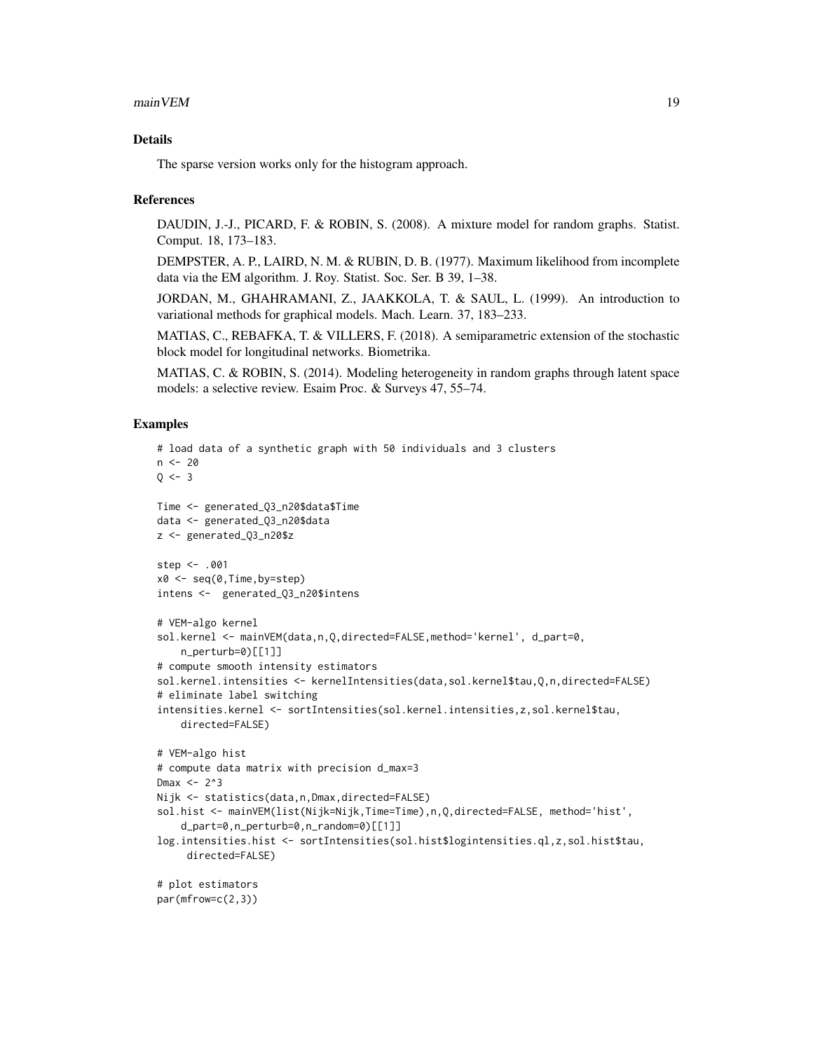## Details

The sparse version works only for the histogram approach.

## References

DAUDIN, J.-J., PICARD, F. & ROBIN, S. (2008). A mixture model for random graphs. Statist. Comput. 18, 173–183.

DEMPSTER, A. P., LAIRD, N. M. & RUBIN, D. B. (1977). Maximum likelihood from incomplete data via the EM algorithm. J. Roy. Statist. Soc. Ser. B 39, 1–38.

JORDAN, M., GHAHRAMANI, Z., JAAKKOLA, T. & SAUL, L. (1999). An introduction to variational methods for graphical models. Mach. Learn. 37, 183–233.

MATIAS, C., REBAFKA, T. & VILLERS, F. (2018). A semiparametric extension of the stochastic block model for longitudinal networks. Biometrika.

MATIAS, C. & ROBIN, S. (2014). Modeling heterogeneity in random graphs through latent space models: a selective review. Esaim Proc. & Surveys 47, 55–74.

## Examples

```
# load data of a synthetic graph with 50 individuals and 3 clusters
n <- 20
Q <- 3

Time <- generated_Q3_n20$data$Time
data <- generated_Q3_n20$data
z <- generated_Q3_n20$z

step <- .001
x0 <- seq(0,Time,by=step)
intens <-  generated_Q3_n20$intens

# VEM-algo kernel
sol.kernel <- mainVEM(data,n,Q,directed=FALSE,method='kernel', d_part=0,
    n_perturb=0)[[1]]
# compute smooth intensity estimators
sol.kernel.intensities <- kernelIntensities(data,sol.kernel$tau,Q,n,directed=FALSE)
# eliminate label switching
intensities.kernel <- sortIntensities(sol.kernel.intensities,z,sol.kernel$tau,
    directed=FALSE)

# VEM-algo hist
# compute data matrix with precision d_max=3
Dmax <- 2^3
Nijk <- statistics(data,n,Dmax,directed=FALSE)
sol.hist <- mainVEM(list(Nijk=Nijk,Time=Time),n,Q,directed=FALSE, method='hist',
    d_part=0,n_perturb=0,n_random=0)[[1]]
log.intensities.hist <- sortIntensities(sol.hist$logintensities.ql,z,sol.hist$tau,
     directed=FALSE)

# plot estimators
par(mfrow=c(2,3))
```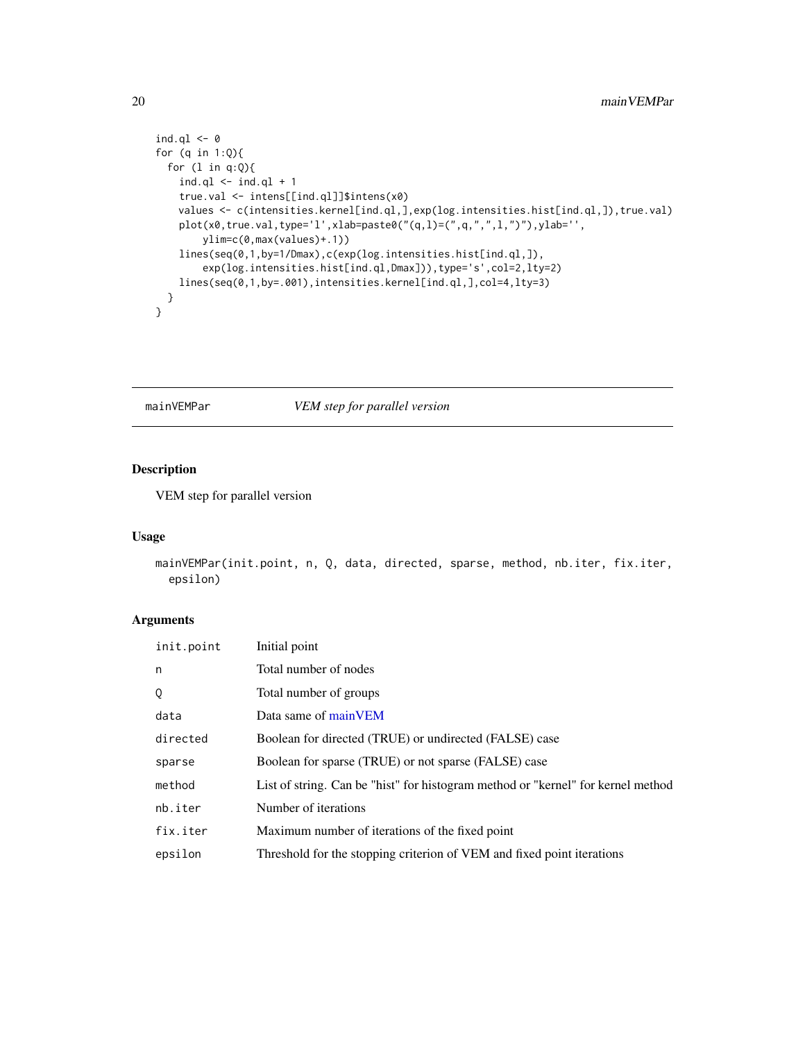```
ind.ql <- 0
for (q in 1:Q){
  for (l in q:Q){
    ind.ql <- ind.ql + 1
    true.val <- intens[[ind.ql]]$intens(x0)
    values <- c(intensities.kernel[ind.ql,],exp(log.intensities.hist[ind.ql,]),true.val)
    plot(x0,true.val,type='l',xlab=paste0("(q,l)=(",q,",",l,")"),ylab='',
        ylim=c(0,max(values)+.1))
    lines(seq(0,1,by=1/Dmax),c(exp(log.intensities.hist[ind.ql,]),
        exp(log.intensities.hist[ind.ql,Dmax])),type='s',col=2,lty=2)
    lines(seq(0,1,by=.001),intensities.kernel[ind.ql,],col=4,lty=3)
  }
}
```

## mainVEMPar — *VEM step for parallel version*

### Description

VEM step for parallel version

### Usage

```
mainVEMPar(init.point, n, Q, data, directed, sparse, method, nb.iter, fix.iter,
  epsilon)
```

### Arguments

| | |
|---|---|
| init.point | Initial point |
| n | Total number of nodes |
| Q | Total number of groups |
| data | Data same of mainVEM |
| directed | Boolean for directed (TRUE) or undirected (FALSE) case |
| sparse | Boolean for sparse (TRUE) or not sparse (FALSE) case |
| method | List of string. Can be "hist" for histogram method or "kernel" for kernel method |
| nb.iter | Number of iterations |
| fix.iter | Maximum number of iterations of the fixed point |
| epsilon | Threshold for the stopping criterion of VEM and fixed point iterations |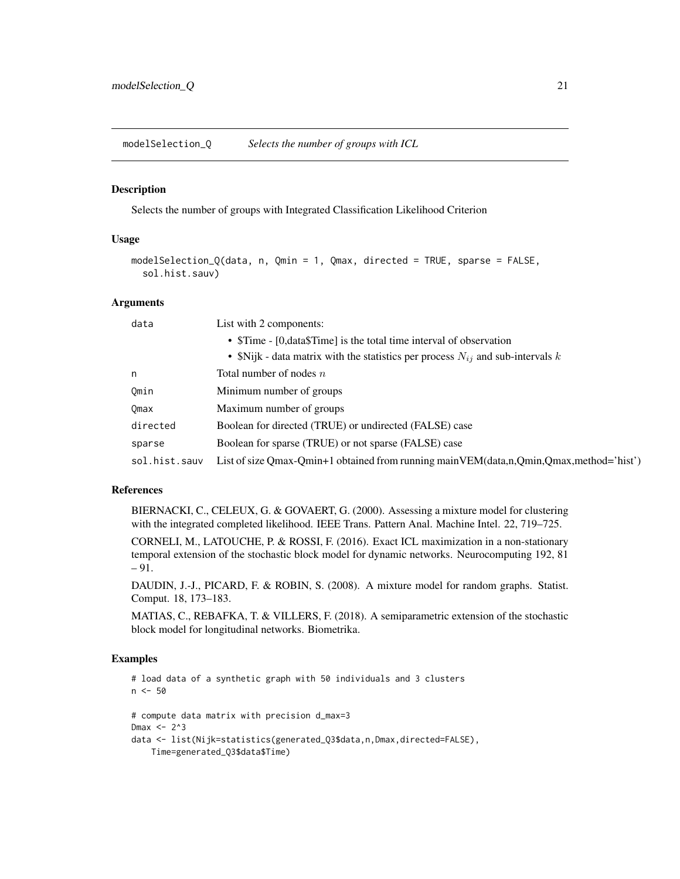## modelSelection_Q *Selects the number of groups with ICL*

### Description

Selects the number of groups with Integrated Classification Likelihood Criterion

### Usage

```
modelSelection_Q(data, n, Qmin = 1, Qmax, directed = TRUE, sparse = FALSE,
  sol.hist.sauv)
```

### Arguments

| | |
|---|---|
| data | List with 2 components:<br>• $Time - [0,data$Time] is the total time interval of observation<br>• $Nijk - data matrix with the statistics per process $N_{ij}$ and sub-intervals $k$ |
| n | Total number of nodes $n$ |
| Qmin | Minimum number of groups |
| Qmax | Maximum number of groups |
| directed | Boolean for directed (TRUE) or undirected (FALSE) case |
| sparse | Boolean for sparse (TRUE) or not sparse (FALSE) case |
| sol.hist.sauv | List of size Qmax-Qmin+1 obtained from running mainVEM(data,n,Qmin,Qmax,method='hist') |

### References

BIERNACKI, C., CELEUX, G. & GOVAERT, G. (2000). Assessing a mixture model for clustering with the integrated completed likelihood. IEEE Trans. Pattern Anal. Machine Intel. 22, 719–725.

CORNELI, M., LATOUCHE, P. & ROSSI, F. (2016). Exact ICL maximization in a non-stationary temporal extension of the stochastic block model for dynamic networks. Neurocomputing 192, 81 – 91.

DAUDIN, J.-J., PICARD, F. & ROBIN, S. (2008). A mixture model for random graphs. Statist. Comput. 18, 173–183.

MATIAS, C., REBAFKA, T. & VILLERS, F. (2018). A semiparametric extension of the stochastic block model for longitudinal networks. Biometrika.

### Examples

```
# load data of a synthetic graph with 50 individuals and 3 clusters
n <- 50

# compute data matrix with precision d_max=3
Dmax <- 2^3
data <- list(Nijk=statistics(generated_Q3$data,n,Dmax,directed=FALSE),
    Time=generated_Q3$data$Time)
```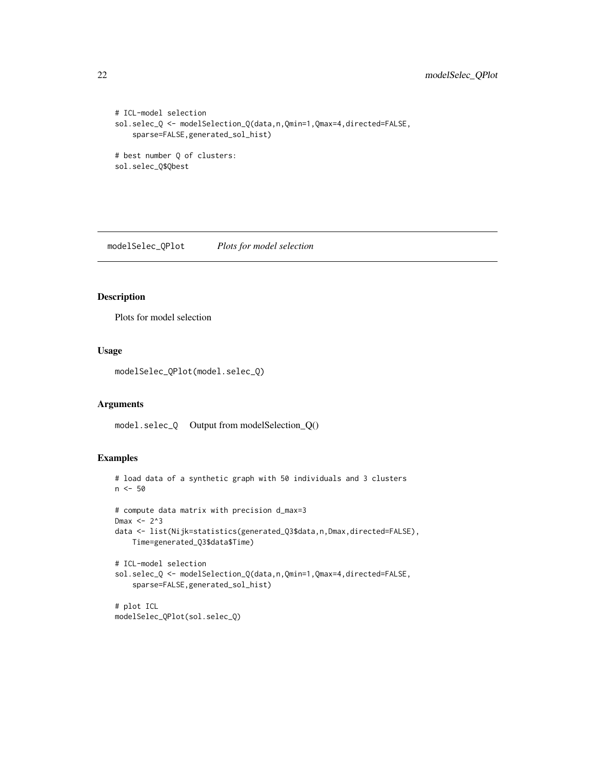```
# ICL-model selection
sol.selec_Q <- modelSelection_Q(data,n,Qmin=1,Qmax=4,directed=FALSE,
    sparse=FALSE,generated_sol_hist)

# best number Q of clusters:
sol.selec_Q$Qbest
```

---

## modelSelec_QPlot *Plots for model selection*

---

### Description

Plots for model selection

### Usage

```
modelSelec_QPlot(model.selec_Q)
```

### Arguments

| | |
|---|---|
| `model.selec_Q` | Output from modelSelection_Q() |

### Examples

```
# load data of a synthetic graph with 50 individuals and 3 clusters
n <- 50

# compute data matrix with precision d_max=3
Dmax <- 2^3
data <- list(Nijk=statistics(generated_Q3$data,n,Dmax,directed=FALSE),
    Time=generated_Q3$data$Time)

# ICL-model selection
sol.selec_Q <- modelSelection_Q(data,n,Qmin=1,Qmax=4,directed=FALSE,
    sparse=FALSE,generated_sol_hist)

# plot ICL
modelSelec_QPlot(sol.selec_Q)
```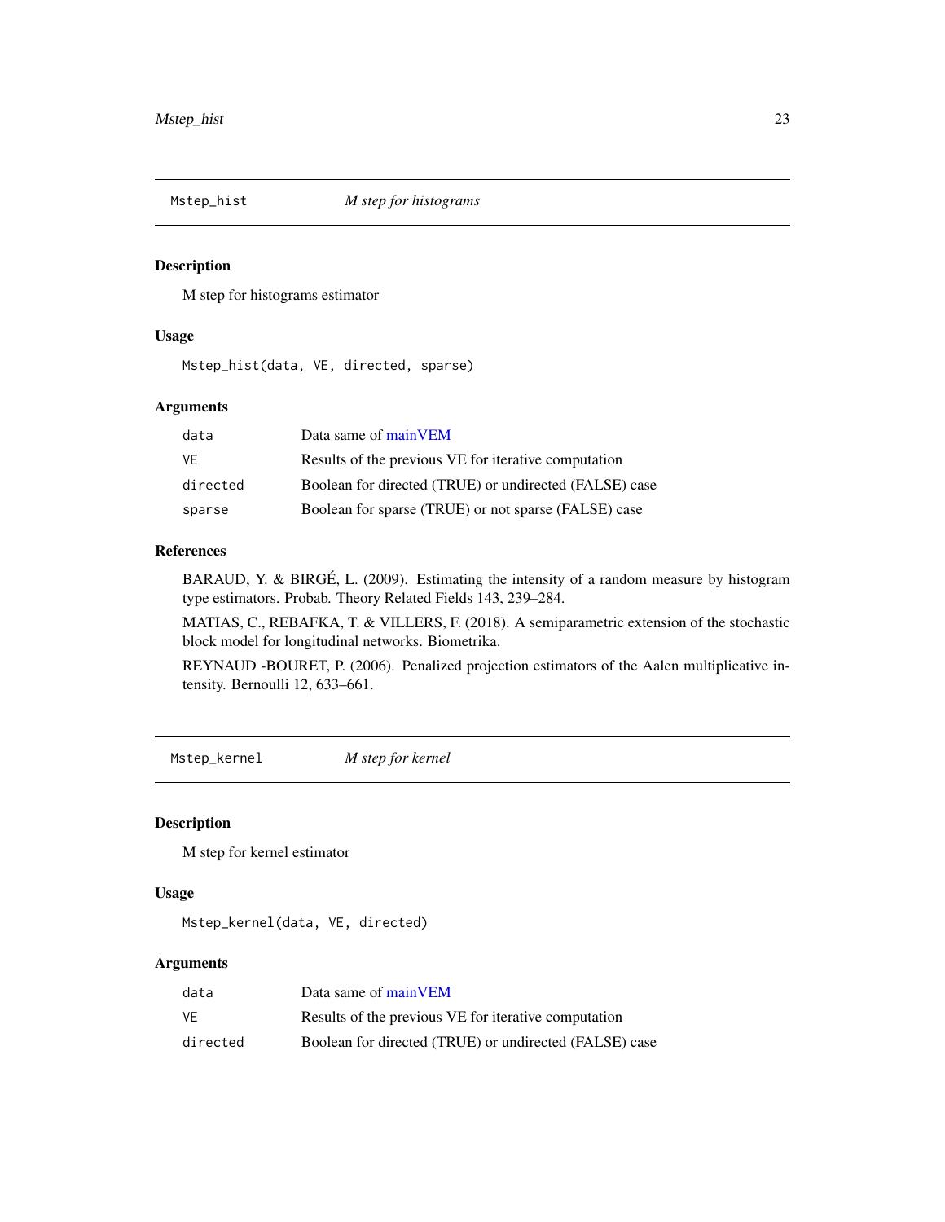## Mstep_hist — *M step for histograms*

### Description

M step for histograms estimator

### Usage

```
Mstep_hist(data, VE, directed, sparse)
```

### Arguments

| | |
|---|---|
| `data` | Data same of mainVEM |
| `VE` | Results of the previous VE for iterative computation |
| `directed` | Boolean for directed (TRUE) or undirected (FALSE) case |
| `sparse` | Boolean for sparse (TRUE) or not sparse (FALSE) case |

### References

BARAUD, Y. & BIRGÉ, L. (2009). Estimating the intensity of a random measure by histogram type estimators. Probab. Theory Related Fields 143, 239–284.

MATIAS, C., REBAFKA, T. & VILLERS, F. (2018). A semiparametric extension of the stochastic block model for longitudinal networks. Biometrika.

REYNAUD -BOURET, P. (2006). Penalized projection estimators of the Aalen multiplicative intensity. Bernoulli 12, 633–661.

## Mstep_kernel — *M step for kernel*

### Description

M step for kernel estimator

### Usage

```
Mstep_kernel(data, VE, directed)
```

### Arguments

| | |
|---|---|
| `data` | Data same of mainVEM |
| `VE` | Results of the previous VE for iterative computation |
| `directed` | Boolean for directed (TRUE) or undirected (FALSE) case |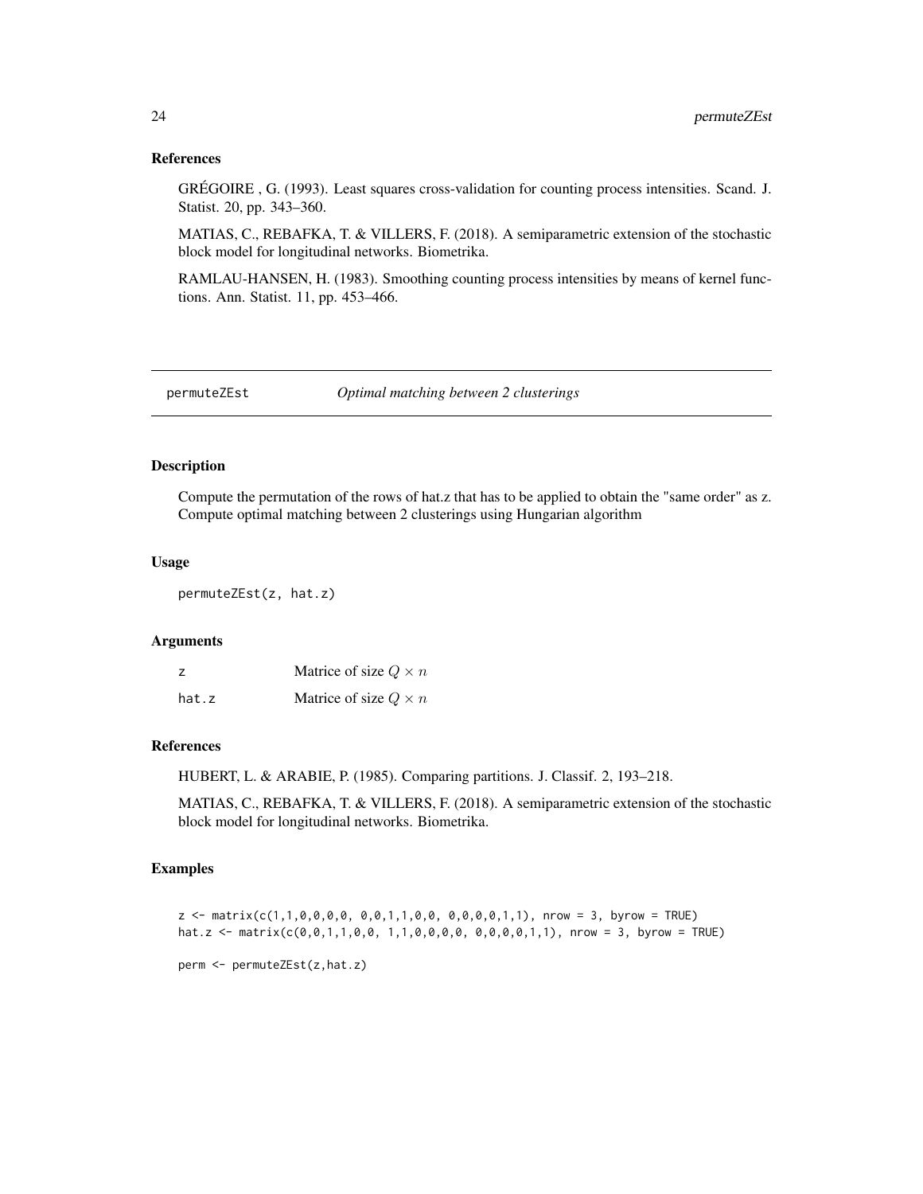## References

GRÉGOIRE , G. (1993). Least squares cross-validation for counting process intensities. Scand. J. Statist. 20, pp. 343–360.

MATIAS, C., REBAFKA, T. & VILLERS, F. (2018). A semiparametric extension of the stochastic block model for longitudinal networks. Biometrika.

RAMLAU-HANSEN, H. (1983). Smoothing counting process intensities by means of kernel functions. Ann. Statist. 11, pp. 453–466.

---

# permuteZEst — *Optimal matching between 2 clusterings*

## Description

Compute the permutation of the rows of hat.z that has to be applied to obtain the "same order" as z. Compute optimal matching between 2 clusterings using Hungarian algorithm

## Usage

```
permuteZEst(z, hat.z)
```

## Arguments

| | |
|---|---|
| z | Matrice of size $Q \times n$ |
| hat.z | Matrice of size $Q \times n$ |

## References

HUBERT, L. & ARABIE, P. (1985). Comparing partitions. J. Classif. 2, 193–218.

MATIAS, C., REBAFKA, T. & VILLERS, F. (2018). A semiparametric extension of the stochastic block model for longitudinal networks. Biometrika.

## Examples

```
z <- matrix(c(1,1,0,0,0,0, 0,0,1,1,0,0, 0,0,0,0,1,1), nrow = 3, byrow = TRUE)
hat.z <- matrix(c(0,0,1,1,0,0, 1,1,0,0,0,0, 0,0,0,0,1,1), nrow = 3, byrow = TRUE)

perm <- permuteZEst(z,hat.z)
```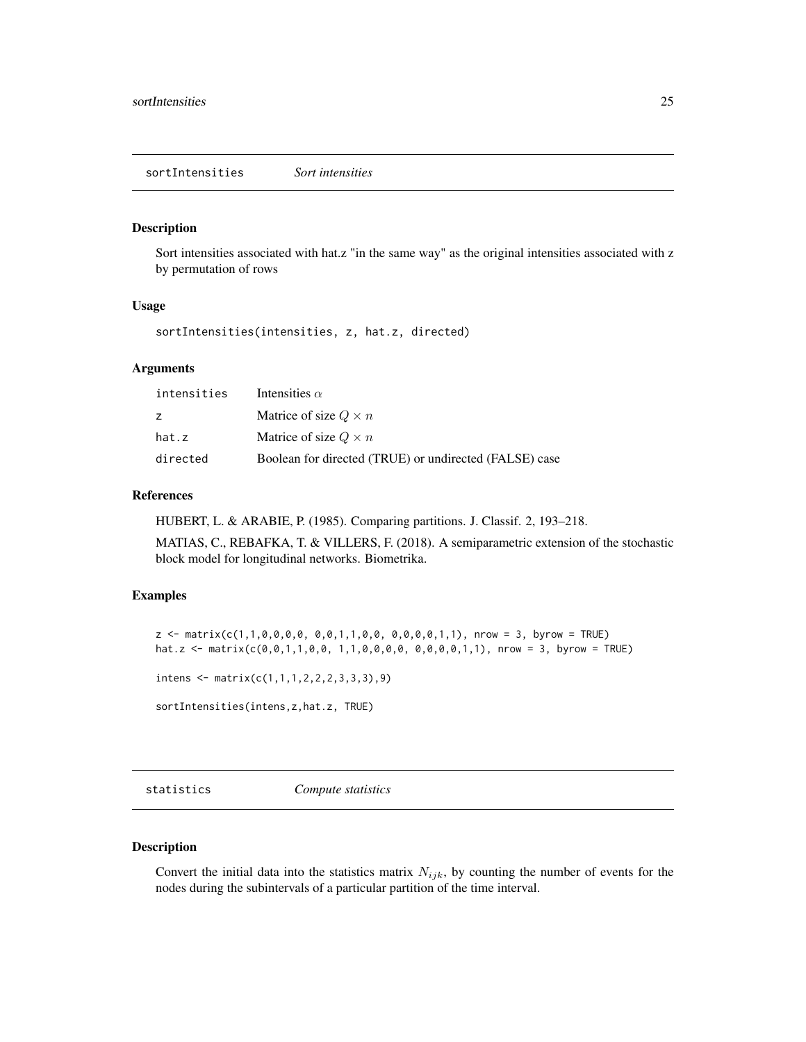## sortIntensities *Sort intensities*

### Description

Sort intensities associated with hat.z "in the same way" as the original intensities associated with z by permutation of rows

### Usage

```
sortIntensities(intensities, z, hat.z, directed)
```

### Arguments

| | |
|---|---|
| intensities | Intensities $\alpha$ |
| z | Matrice of size $Q \times n$ |
| hat.z | Matrice of size $Q \times n$ |
| directed | Boolean for directed (TRUE) or undirected (FALSE) case |

### References

HUBERT, L. & ARABIE, P. (1985). Comparing partitions. J. Classif. 2, 193–218.

MATIAS, C., REBAFKA, T. & VILLERS, F. (2018). A semiparametric extension of the stochastic block model for longitudinal networks. Biometrika.

### Examples

```
z <- matrix(c(1,1,0,0,0,0, 0,0,1,1,0,0, 0,0,0,0,1,1), nrow = 3, byrow = TRUE)
hat.z <- matrix(c(0,0,1,1,0,0, 1,1,0,0,0,0, 0,0,0,0,1,1), nrow = 3, byrow = TRUE)

intens <- matrix(c(1,1,1,2,2,2,3,3,3),9)

sortIntensities(intens,z,hat.z, TRUE)
```

## statistics *Compute statistics*

### Description

Convert the initial data into the statistics matrix $N_{ijk}$, by counting the number of events for the nodes during the subintervals of a particular partition of the time interval.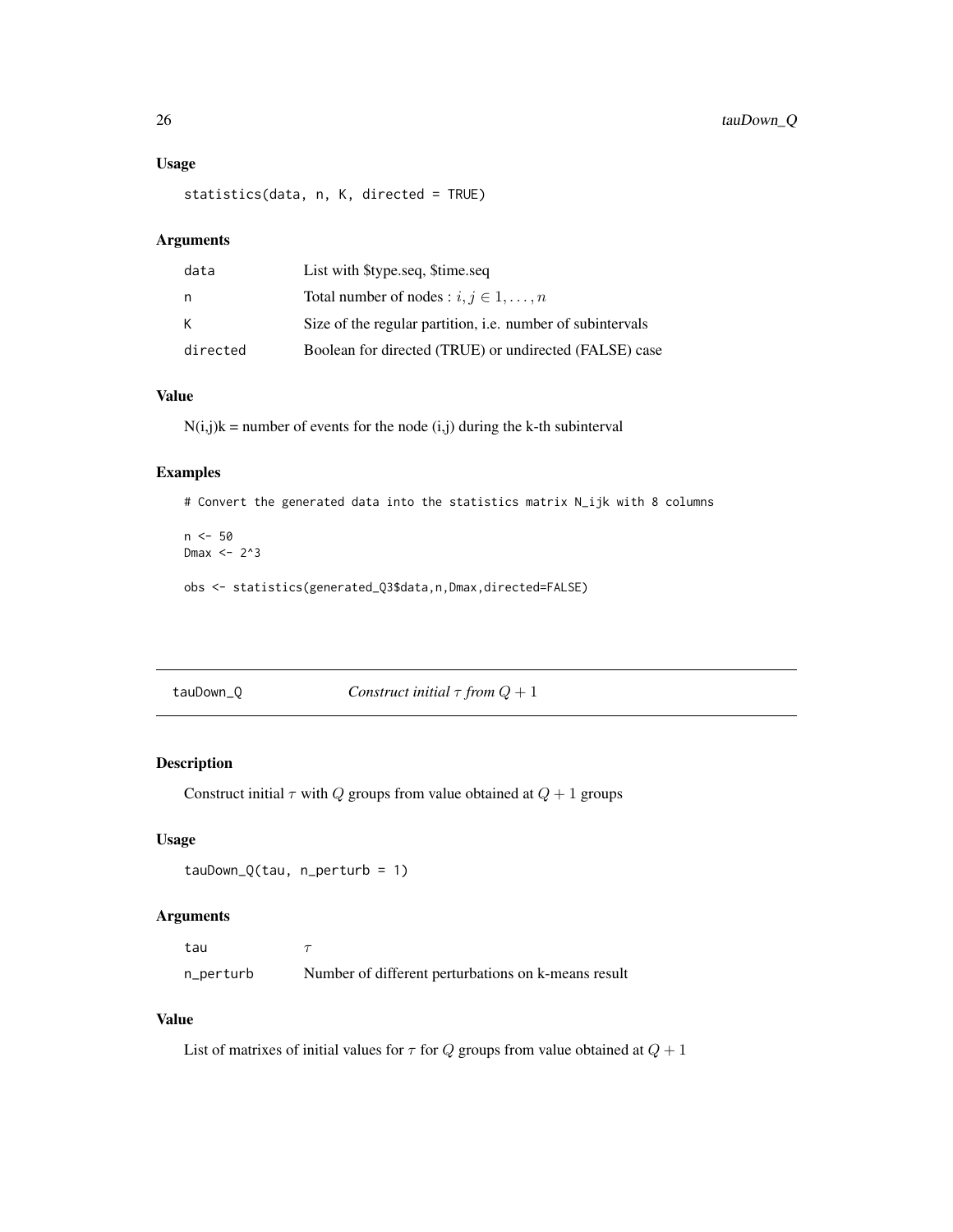### Usage

```
statistics(data, n, K, directed = TRUE)
```

### Arguments

| | |
|---|---|
| data | List with $type.seq, $time.seq |
| n | Total number of nodes : $i, j \in 1, \ldots, n$ |
| K | Size of the regular partition, i.e. number of subintervals |
| directed | Boolean for directed (TRUE) or undirected (FALSE) case |

### Value

N(i,j)k = number of events for the node (i,j) during the k-th subinterval

### Examples

```
# Convert the generated data into the statistics matrix N_ijk with 8 columns

n <- 50
Dmax <- 2^3

obs <- statistics(generated_Q3$data,n,Dmax,directed=FALSE)
```

## tauDown_Q — *Construct initial $\tau$ from $Q + 1$*

### Description

Construct initial $\tau$ with $Q$ groups from value obtained at $Q + 1$ groups

### Usage

```
tauDown_Q(tau, n_perturb = 1)
```

### Arguments

| | |
|---|---|
| tau | $\tau$ |
| n_perturb | Number of different perturbations on k-means result |

### Value

List of matrixes of initial values for $\tau$ for $Q$ groups from value obtained at $Q + 1$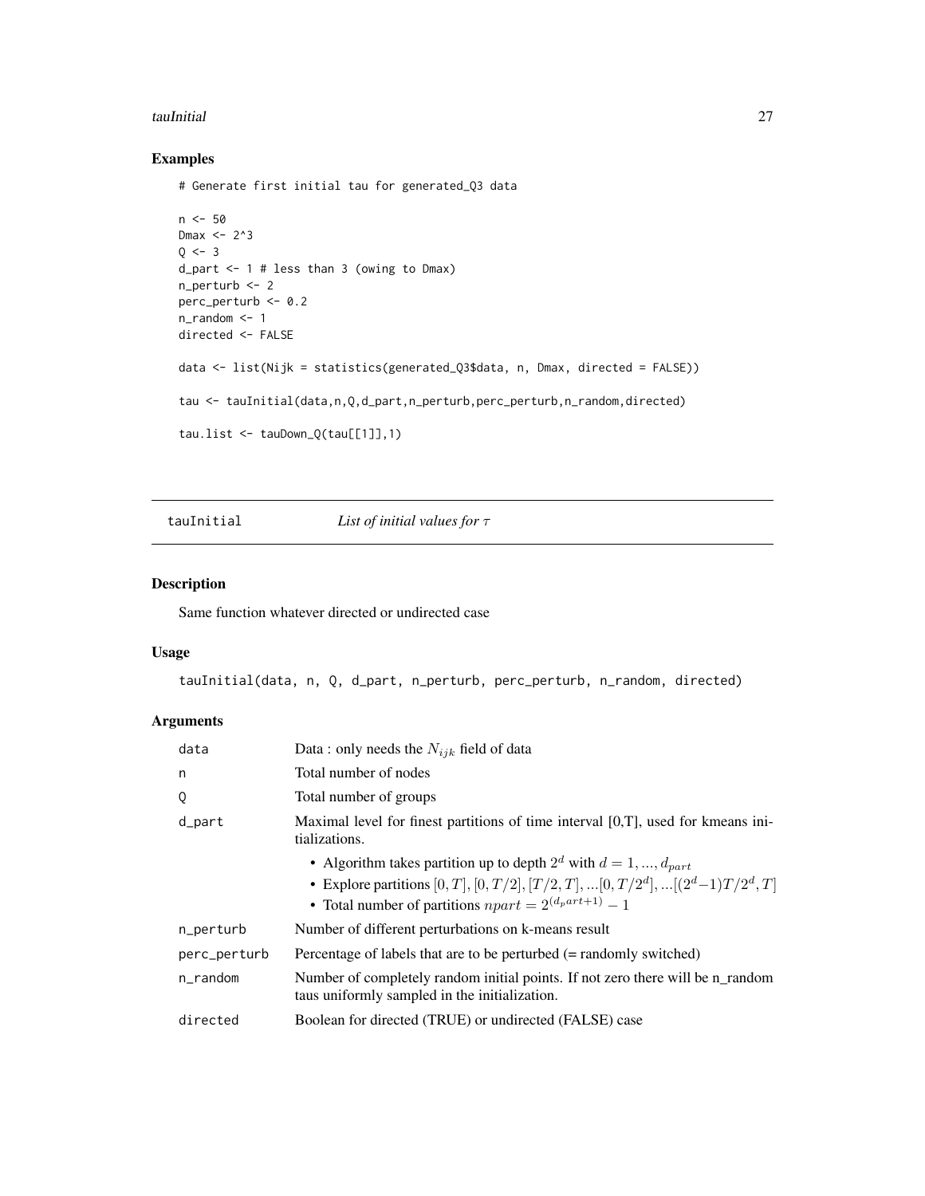## Examples

```
# Generate first initial tau for generated_Q3 data

n <- 50
Dmax <- 2^3
Q <- 3
d_part <- 1 # less than 3 (owing to Dmax)
n_perturb <- 2
perc_perturb <- 0.2
n_random <- 1
directed <- FALSE

data <- list(Nijk = statistics(generated_Q3$data, n, Dmax, directed = FALSE))

tau <- tauInitial(data,n,Q,d_part,n_perturb,perc_perturb,n_random,directed)

tau.list <- tauDown_Q(tau[[1]],1)
```

---

# tauInitial — *List of initial values for $\tau$*

## Description

Same function whatever directed or undirected case

## Usage

```
tauInitial(data, n, Q, d_part, n_perturb, perc_perturb, n_random, directed)
```

## Arguments

| | |
|---|---|
| data | Data : only needs the $N_{ijk}$ field of data |
| n | Total number of nodes |
| Q | Total number of groups |
| d_part | Maximal level for finest partitions of time interval [0,T], used for kmeans initializations.<br>• Algorithm takes partition up to depth $2^d$ with $d = 1, ..., d_{part}$<br>• Explore partitions $[0,T], [0,T/2], [T/2,T], ...[0,T/2^d], ...[(2^d-1)T/2^d, T]$<br>• Total number of partitions $npart = 2^{(d_part+1)} - 1$ |
| n_perturb | Number of different perturbations on k-means result |
| perc_perturb | Percentage of labels that are to be perturbed (= randomly switched) |
| n_random | Number of completely random initial points. If not zero there will be n_random taus uniformly sampled in the initialization. |
| directed | Boolean for directed (TRUE) or undirected (FALSE) case |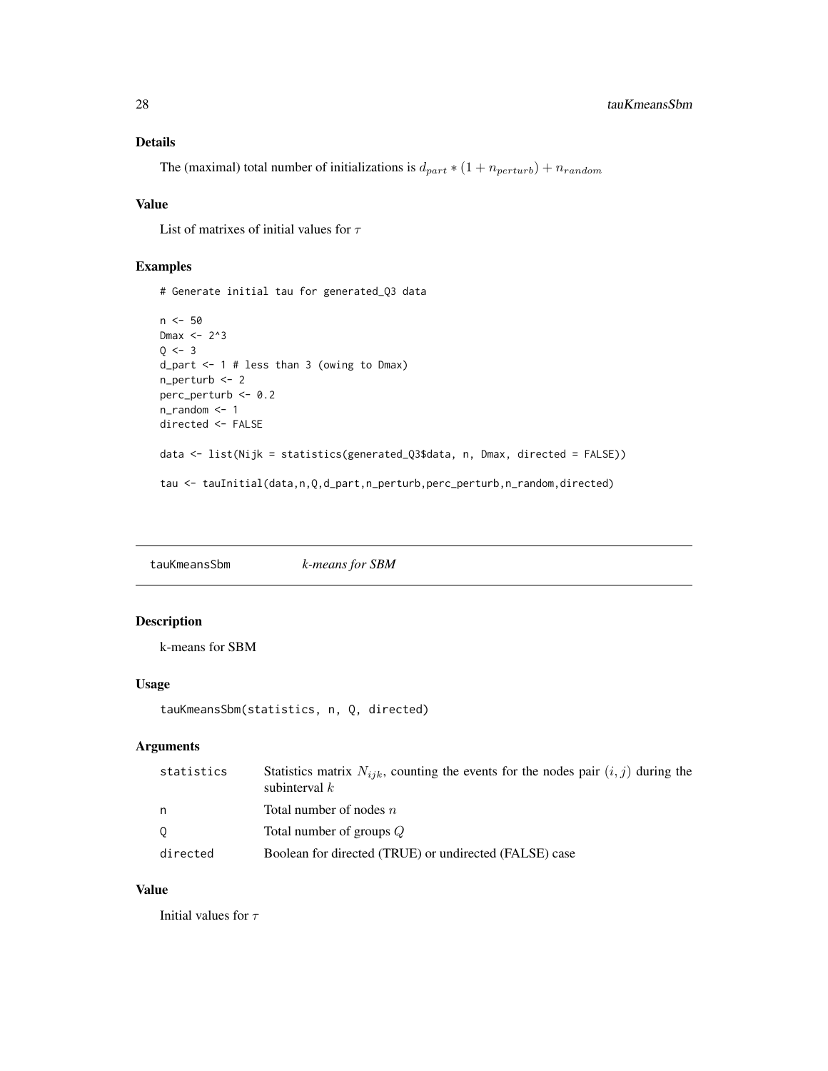### Details

The (maximal) total number of initializations is $d_{part} * (1 + n_{perturb}) + n_{random}$

### Value

List of matrixes of initial values for $\tau$

### Examples

```
# Generate initial tau for generated_Q3 data

n <- 50
Dmax <- 2^3
Q <- 3
d_part <- 1 # less than 3 (owing to Dmax)
n_perturb <- 2
perc_perturb <- 0.2
n_random <- 1
directed <- FALSE

data <- list(Nijk = statistics(generated_Q3$data, n, Dmax, directed = FALSE))

tau <- tauInitial(data,n,Q,d_part,n_perturb,perc_perturb,n_random,directed)
```

---

## tauKmeansSbm &nbsp;&nbsp;&nbsp; *k-means for SBM*

### Description

k-means for SBM

### Usage

```
tauKmeansSbm(statistics, n, Q, directed)
```

### Arguments

| | |
|---|---|
| statistics | Statistics matrix $N_{ijk}$, counting the events for the nodes pair $(i, j)$ during the subinterval $k$ |
| n | Total number of nodes $n$ |
| Q | Total number of groups $Q$ |
| directed | Boolean for directed (TRUE) or undirected (FALSE) case |

### Value

Initial values for $\tau$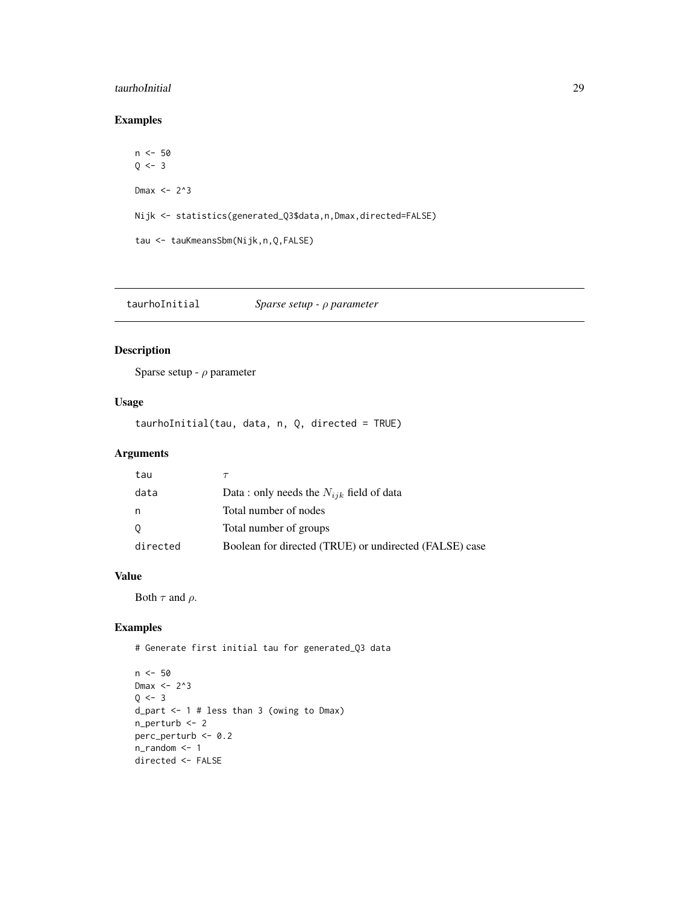## Examples

```
n <- 50
Q <- 3

Dmax <- 2^3

Nijk <- statistics(generated_Q3$data,n,Dmax,directed=FALSE)

tau <- tauKmeansSbm(Nijk,n,Q,FALSE)
```

---

# taurhoInitial *Sparse setup - $\rho$ parameter*

---

## Description

Sparse setup - $\rho$ parameter

## Usage

```
taurhoInitial(tau, data, n, Q, directed = TRUE)
```

## Arguments

| | |
|---|---|
| tau | $\tau$ |
| data | Data : only needs the $N_{ijk}$ field of data |
| n | Total number of nodes |
| Q | Total number of groups |
| directed | Boolean for directed (TRUE) or undirected (FALSE) case |

## Value

Both $\tau$ and $\rho$.

## Examples

```
# Generate first initial tau for generated_Q3 data

n <- 50
Dmax <- 2^3
Q <- 3
d_part <- 1 # less than 3 (owing to Dmax)
n_perturb <- 2
perc_perturb <- 0.2
n_random <- 1
directed <- FALSE
```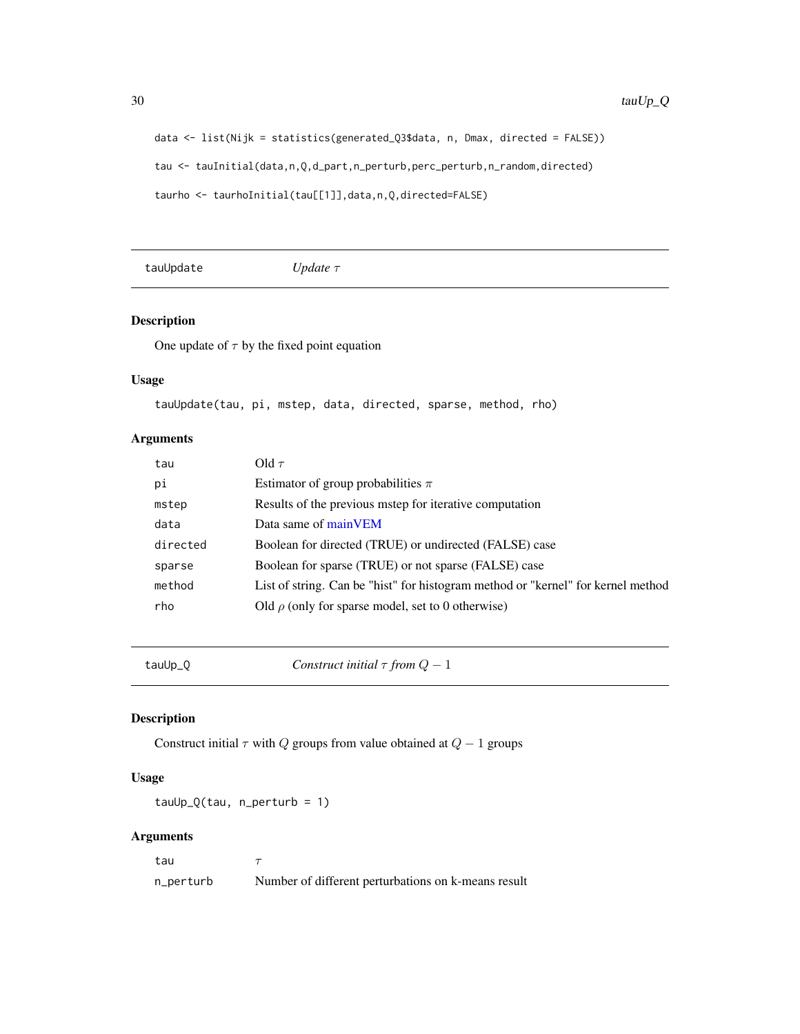```
data <- list(Nijk = statistics(generated_Q3$data, n, Dmax, directed = FALSE))

tau <- tauInitial(data,n,Q,d_part,n_perturb,perc_perturb,n_random,directed)

taurho <- taurhoInitial(tau[[1]],data,n,Q,directed=FALSE)
```

---

## tauUpdate — *Update $\tau$*

### Description

One update of $\tau$ by the fixed point equation

### Usage

```
tauUpdate(tau, pi, mstep, data, directed, sparse, method, rho)
```

### Arguments

| | |
|---|---|
| tau | Old $\tau$ |
| pi | Estimator of group probabilities $\pi$ |
| mstep | Results of the previous mstep for iterative computation |
| data | Data same of mainVEM |
| directed | Boolean for directed (TRUE) or undirected (FALSE) case |
| sparse | Boolean for sparse (TRUE) or not sparse (FALSE) case |
| method | List of string. Can be "hist" for histogram method or "kernel" for kernel method |
| rho | Old $\rho$ (only for sparse model, set to 0 otherwise) |

---

## tauUp_Q — *Construct initial $\tau$ from $Q-1$*

### Description

Construct initial $\tau$ with $Q$ groups from value obtained at $Q-1$ groups

### Usage

```
tauUp_Q(tau, n_perturb = 1)
```

### Arguments

| | |
|---|---|
| tau | $\tau$ |
| n_perturb | Number of different perturbations on k-means result |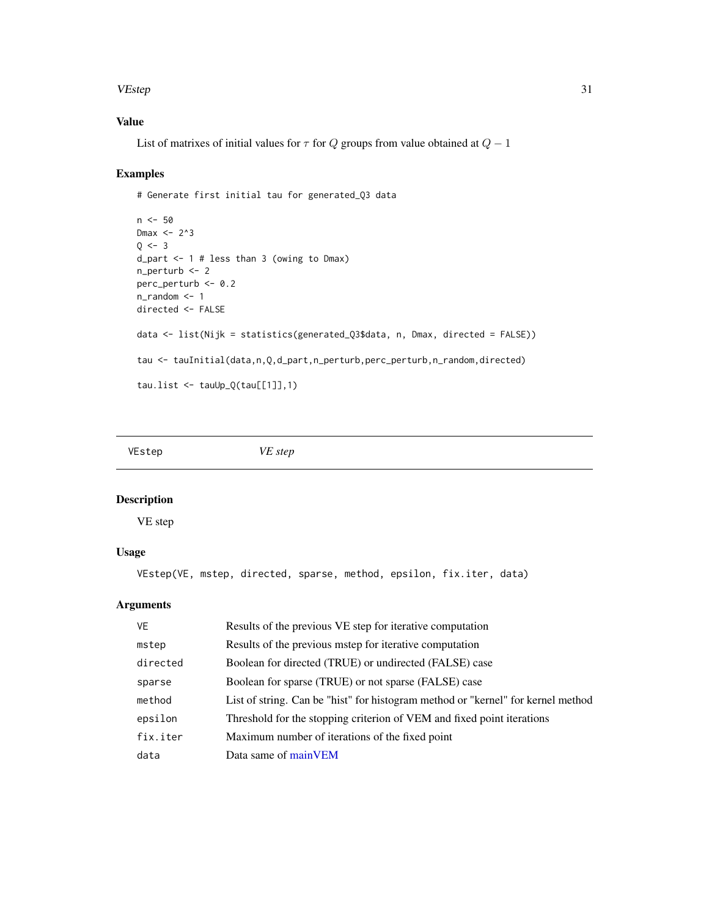### Value

List of matrixes of initial values for $\tau$ for $Q$ groups from value obtained at $Q-1$

### Examples

```
# Generate first initial tau for generated_Q3 data

n <- 50
Dmax <- 2^3
Q <- 3
d_part <- 1 # less than 3 (owing to Dmax)
n_perturb <- 2
perc_perturb <- 0.2
n_random <- 1
directed <- FALSE

data <- list(Nijk = statistics(generated_Q3$data, n, Dmax, directed = FALSE))

tau <- tauInitial(data,n,Q,d_part,n_perturb,perc_perturb,n_random,directed)

tau.list <- tauUp_Q(tau[[1]],1)
```

---

## VEstep — *VE step*

### Description

VE step

### Usage

```
VEstep(VE, mstep, directed, sparse, method, epsilon, fix.iter, data)
```

### Arguments

| Argument | Description |
|---|---|
| VE | Results of the previous VE step for iterative computation |
| mstep | Results of the previous mstep for iterative computation |
| directed | Boolean for directed (TRUE) or undirected (FALSE) case |
| sparse | Boolean for sparse (TRUE) or not sparse (FALSE) case |
| method | List of string. Can be "hist" for histogram method or "kernel" for kernel method |
| epsilon | Threshold for the stopping criterion of VEM and fixed point iterations |
| fix.iter | Maximum number of iterations of the fixed point |
| data | Data same of mainVEM |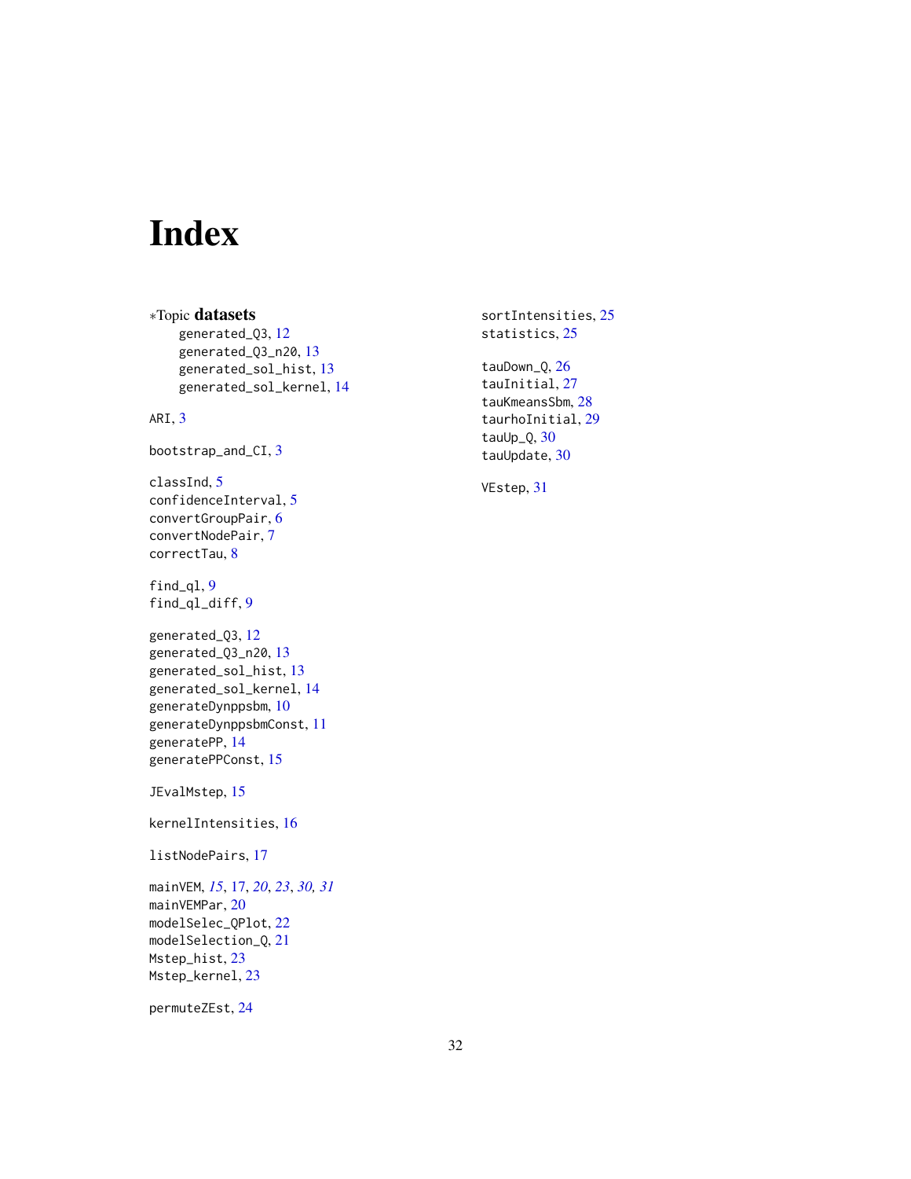# Index

∗Topic **datasets**

generated_Q3, 12
generated_Q3_n20, 13
generated_sol_hist, 13
generated_sol_kernel, 14

ARI, 3

bootstrap_and_CI, 3

classInd, 5
confidenceInterval, 5
convertGroupPair, 6
convertNodePair, 7
correctTau, 8

find_ql, 9
find_ql_diff, 9

generated_Q3, 12
generated_Q3_n20, 13
generated_sol_hist, 13
generated_sol_kernel, 14
generateDynppsbm, 10
generateDynppsbmConst, 11
generatePP, 14
generatePPConst, 15

JEvalMstep, 15

kernelIntensities, 16

listNodePairs, 17

mainVEM, *15*, 17, *20*, *23*, *30, 31*
mainVEMPar, 20
modelSelec_QPlot, 22
modelSelection_Q, 21
Mstep_hist, 23
Mstep_kernel, 23

permuteZEst, 24

sortIntensities, 25
statistics, 25

tauDown_Q, 26
tauInitial, 27
tauKmeansSbm, 28
taurhoInitial, 29
tauUp_Q, 30
tauUpdate, 30

VEstep, 31